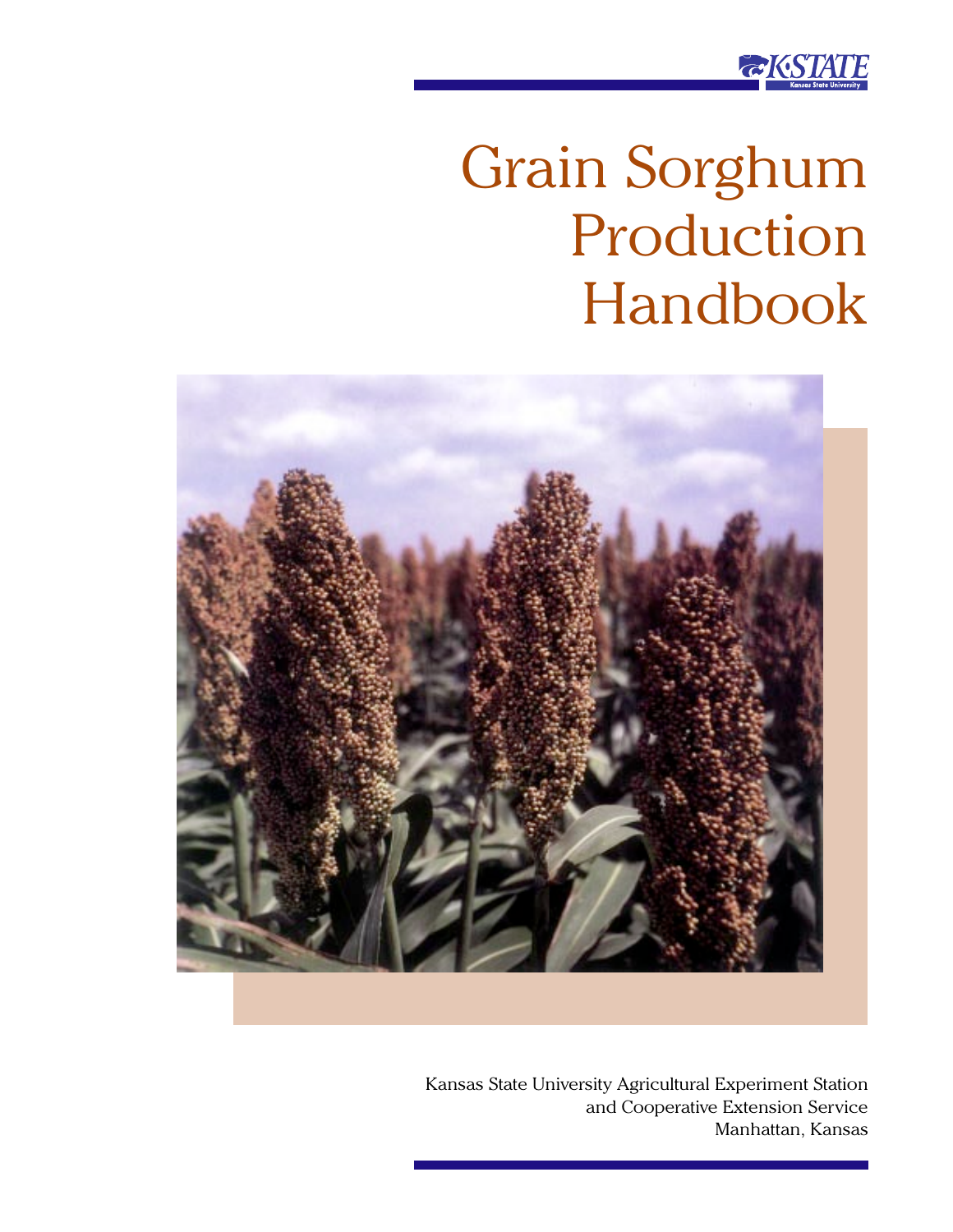# Grain Sorghum Production Handbook

Kansas State University Agricultural Experiment Station
and Cooperative Extension Service
Manhattan, Kansas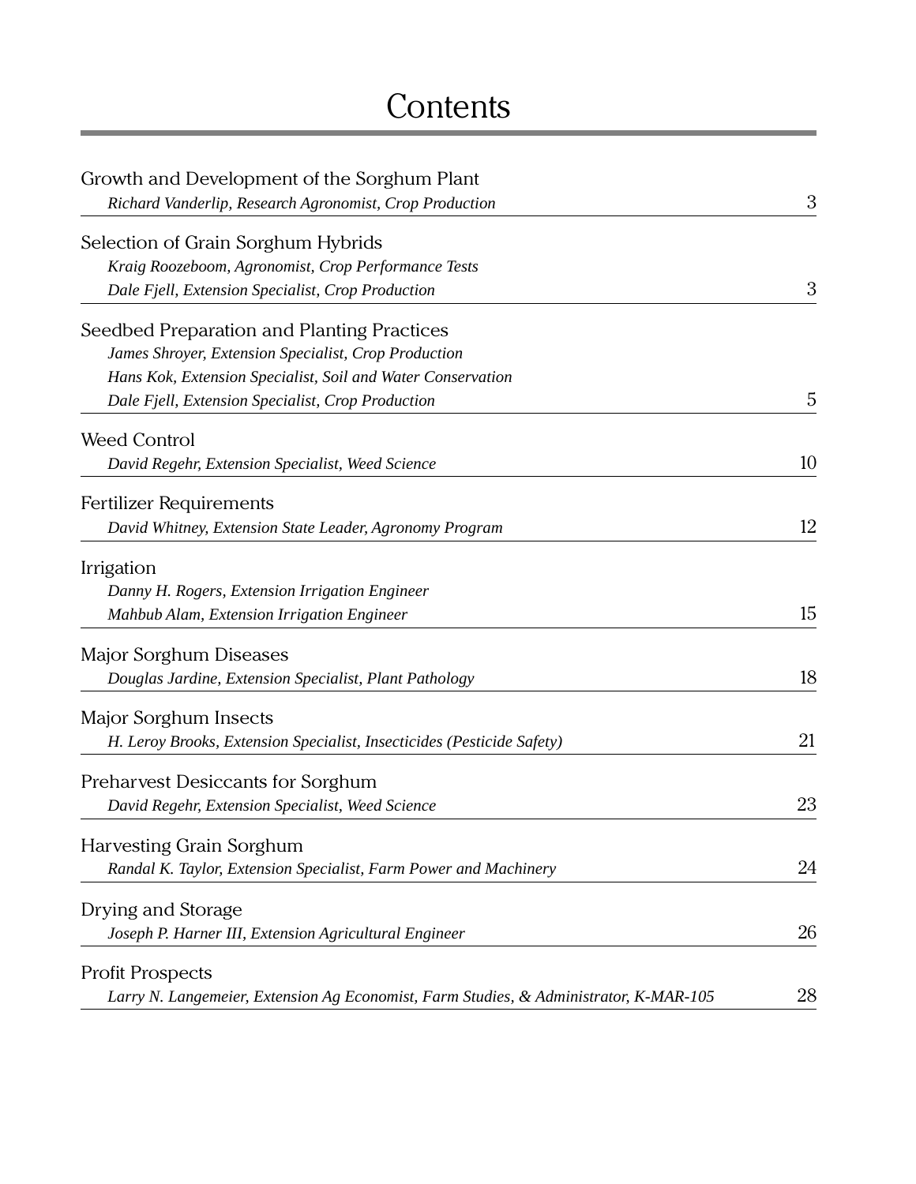# Contents

Growth and Development of the Sorghum Plant
*Richard Vanderlip, Research Agronomist, Crop Production* — 3

Selection of Grain Sorghum Hybrids
*Kraig Roozeboom, Agronomist, Crop Performance Tests*
*Dale Fjell, Extension Specialist, Crop Production* — 3

Seedbed Preparation and Planting Practices
*James Shroyer, Extension Specialist, Crop Production*
*Hans Kok, Extension Specialist, Soil and Water Conservation*
*Dale Fjell, Extension Specialist, Crop Production* — 5

Weed Control
*David Regehr, Extension Specialist, Weed Science* — 10

Fertilizer Requirements
*David Whitney, Extension State Leader, Agronomy Program* — 12

Irrigation
*Danny H. Rogers, Extension Irrigation Engineer*
*Mahbub Alam, Extension Irrigation Engineer* — 15

Major Sorghum Diseases
*Douglas Jardine, Extension Specialist, Plant Pathology* — 18

Major Sorghum Insects
*H. Leroy Brooks, Extension Specialist, Insecticides (Pesticide Safety)* — 21

Preharvest Desiccants for Sorghum
*David Regehr, Extension Specialist, Weed Science* — 23

Harvesting Grain Sorghum
*Randal K. Taylor, Extension Specialist, Farm Power and Machinery* — 24

Drying and Storage
*Joseph P. Harner III, Extension Agricultural Engineer* — 26

Profit Prospects
*Larry N. Langemeier, Extension Ag Economist, Farm Studies, & Administrator, K-MAR-105* — 28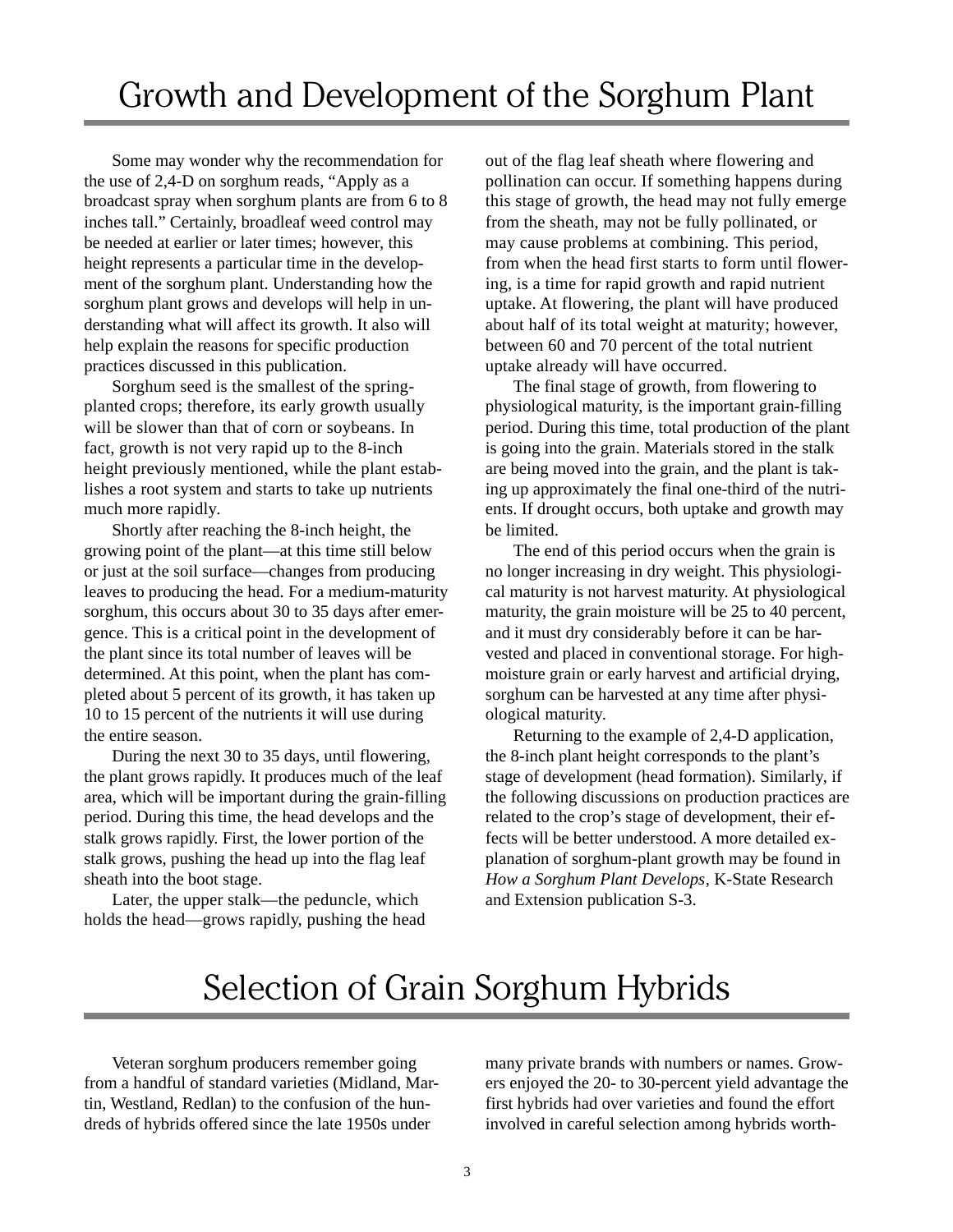# Growth and Development of the Sorghum Plant

Some may wonder why the recommendation for the use of 2,4-D on sorghum reads, "Apply as a broadcast spray when sorghum plants are from 6 to 8 inches tall." Certainly, broadleaf weed control may be needed at earlier or later times; however, this height represents a particular time in the development of the sorghum plant. Understanding how the sorghum plant grows and develops will help in understanding what will affect its growth. It also will help explain the reasons for specific production practices discussed in this publication.

Sorghum seed is the smallest of the spring-planted crops; therefore, its early growth usually will be slower than that of corn or soybeans. In fact, growth is not very rapid up to the 8-inch height previously mentioned, while the plant establishes a root system and starts to take up nutrients much more rapidly.

Shortly after reaching the 8-inch height, the growing point of the plant—at this time still below or just at the soil surface—changes from producing leaves to producing the head. For a medium-maturity sorghum, this occurs about 30 to 35 days after emergence. This is a critical point in the development of the plant since its total number of leaves will be determined. At this point, when the plant has completed about 5 percent of its growth, it has taken up 10 to 15 percent of the nutrients it will use during the entire season.

During the next 30 to 35 days, until flowering, the plant grows rapidly. It produces much of the leaf area, which will be important during the grain-filling period. During this time, the head develops and the stalk grows rapidly. First, the lower portion of the stalk grows, pushing the head up into the flag leaf sheath into the boot stage.

Later, the upper stalk—the peduncle, which holds the head—grows rapidly, pushing the head out of the flag leaf sheath where flowering and pollination can occur. If something happens during this stage of growth, the head may not fully emerge from the sheath, may not be fully pollinated, or may cause problems at combining. This period, from when the head first starts to form until flowering, is a time for rapid growth and rapid nutrient uptake. At flowering, the plant will have produced about half of its total weight at maturity; however, between 60 and 70 percent of the total nutrient uptake already will have occurred.

The final stage of growth, from flowering to physiological maturity, is the important grain-filling period. During this time, total production of the plant is going into the grain. Materials stored in the stalk are being moved into the grain, and the plant is taking up approximately the final one-third of the nutrients. If drought occurs, both uptake and growth may be limited.

The end of this period occurs when the grain is no longer increasing in dry weight. This physiological maturity is not harvest maturity. At physiological maturity, the grain moisture will be 25 to 40 percent, and it must dry considerably before it can be harvested and placed in conventional storage. For high-moisture grain or early harvest and artificial drying, sorghum can be harvested at any time after physiological maturity.

Returning to the example of 2,4-D application, the 8-inch plant height corresponds to the plant's stage of development (head formation). Similarly, if the following discussions on production practices are related to the crop's stage of development, their effects will be better understood. A more detailed explanation of sorghum-plant growth may be found in *How a Sorghum Plant Develops*, K-State Research and Extension publication S-3.

# Selection of Grain Sorghum Hybrids

Veteran sorghum producers remember going from a handful of standard varieties (Midland, Martin, Westland, Redlan) to the confusion of the hundreds of hybrids offered since the late 1950s under many private brands with numbers or names. Growers enjoyed the 20- to 30-percent yield advantage the first hybrids had over varieties and found the effort involved in careful selection among hybrids worth-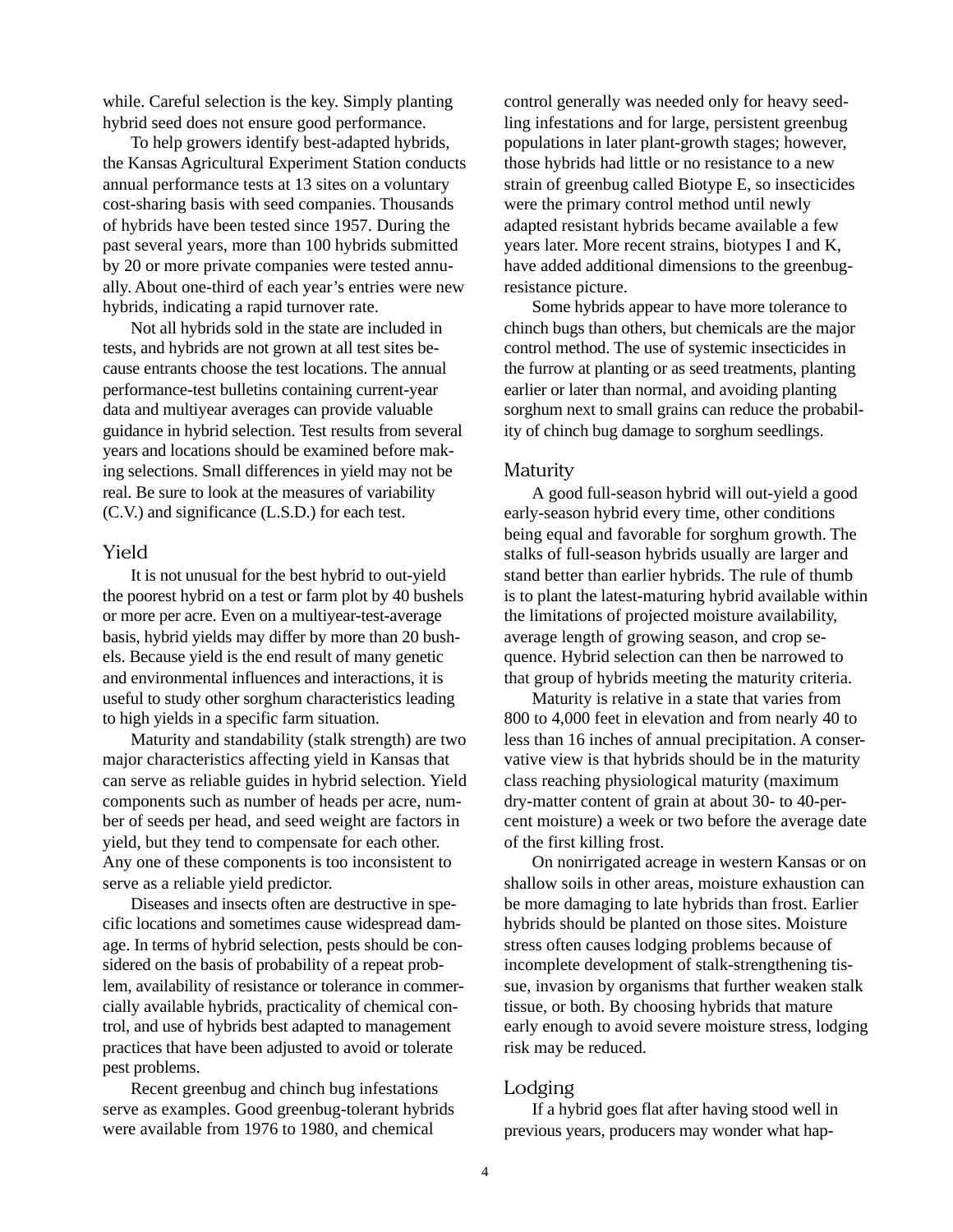while. Careful selection is the key. Simply planting hybrid seed does not ensure good performance.

To help growers identify best-adapted hybrids, the Kansas Agricultural Experiment Station conducts annual performance tests at 13 sites on a voluntary cost-sharing basis with seed companies. Thousands of hybrids have been tested since 1957. During the past several years, more than 100 hybrids submitted by 20 or more private companies were tested annually. About one-third of each year's entries were new hybrids, indicating a rapid turnover rate.

Not all hybrids sold in the state are included in tests, and hybrids are not grown at all test sites because entrants choose the test locations. The annual performance-test bulletins containing current-year data and multiyear averages can provide valuable guidance in hybrid selection. Test results from several years and locations should be examined before making selections. Small differences in yield may not be real. Be sure to look at the measures of variability (C.V.) and significance (L.S.D.) for each test.

## Yield

It is not unusual for the best hybrid to out-yield the poorest hybrid on a test or farm plot by 40 bushels or more per acre. Even on a multiyear-test-average basis, hybrid yields may differ by more than 20 bushels. Because yield is the end result of many genetic and environmental influences and interactions, it is useful to study other sorghum characteristics leading to high yields in a specific farm situation.

Maturity and standability (stalk strength) are two major characteristics affecting yield in Kansas that can serve as reliable guides in hybrid selection. Yield components such as number of heads per acre, number of seeds per head, and seed weight are factors in yield, but they tend to compensate for each other. Any one of these components is too inconsistent to serve as a reliable yield predictor.

Diseases and insects often are destructive in specific locations and sometimes cause widespread damage. In terms of hybrid selection, pests should be considered on the basis of probability of a repeat problem, availability of resistance or tolerance in commercially available hybrids, practicality of chemical control, and use of hybrids best adapted to management practices that have been adjusted to avoid or tolerate pest problems.

Recent greenbug and chinch bug infestations serve as examples. Good greenbug-tolerant hybrids were available from 1976 to 1980, and chemical control generally was needed only for heavy seedling infestations and for large, persistent greenbug populations in later plant-growth stages; however, those hybrids had little or no resistance to a new strain of greenbug called Biotype E, so insecticides were the primary control method until newly adapted resistant hybrids became available a few years later. More recent strains, biotypes I and K, have added additional dimensions to the greenbug-resistance picture.

Some hybrids appear to have more tolerance to chinch bugs than others, but chemicals are the major control method. The use of systemic insecticides in the furrow at planting or as seed treatments, planting earlier or later than normal, and avoiding planting sorghum next to small grains can reduce the probability of chinch bug damage to sorghum seedlings.

## Maturity

A good full-season hybrid will out-yield a good early-season hybrid every time, other conditions being equal and favorable for sorghum growth. The stalks of full-season hybrids usually are larger and stand better than earlier hybrids. The rule of thumb is to plant the latest-maturing hybrid available within the limitations of projected moisture availability, average length of growing season, and crop sequence. Hybrid selection can then be narrowed to that group of hybrids meeting the maturity criteria.

Maturity is relative in a state that varies from 800 to 4,000 feet in elevation and from nearly 40 to less than 16 inches of annual precipitation. A conservative view is that hybrids should be in the maturity class reaching physiological maturity (maximum dry-matter content of grain at about 30- to 40-percent moisture) a week or two before the average date of the first killing frost.

On nonirrigated acreage in western Kansas or on shallow soils in other areas, moisture exhaustion can be more damaging to late hybrids than frost. Earlier hybrids should be planted on those sites. Moisture stress often causes lodging problems because of incomplete development of stalk-strengthening tissue, invasion by organisms that further weaken stalk tissue, or both. By choosing hybrids that mature early enough to avoid severe moisture stress, lodging risk may be reduced.

## Lodging

If a hybrid goes flat after having stood well in previous years, producers may wonder what hap-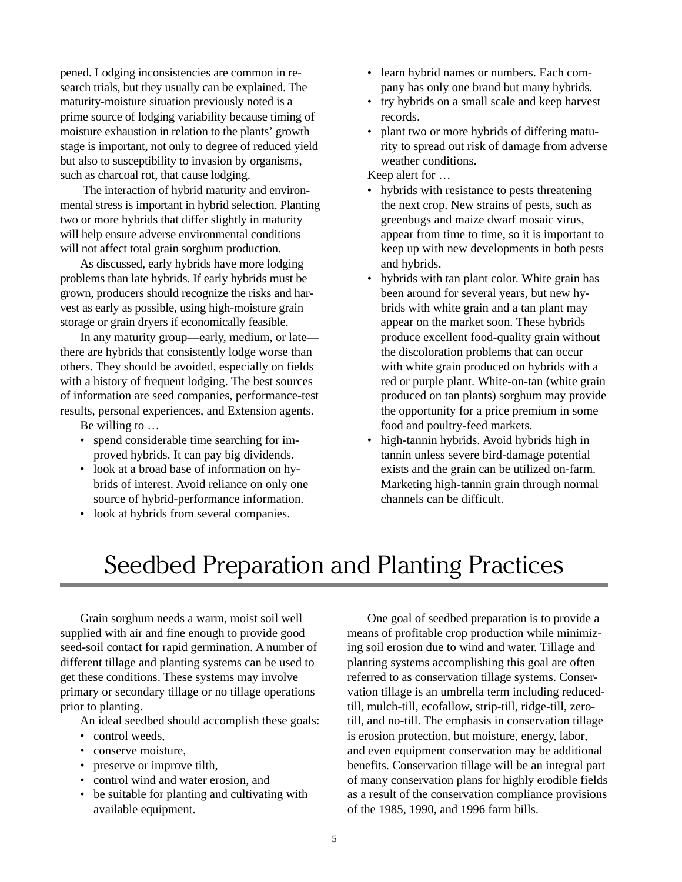pened. Lodging inconsistencies are common in research trials, but they usually can be explained. The maturity-moisture situation previously noted is a prime source of lodging variability because timing of moisture exhaustion in relation to the plants' growth stage is important, not only to degree of reduced yield but also to susceptibility to invasion by organisms, such as charcoal rot, that cause lodging.

The interaction of hybrid maturity and environmental stress is important in hybrid selection. Planting two or more hybrids that differ slightly in maturity will help ensure adverse environmental conditions will not affect total grain sorghum production.

As discussed, early hybrids have more lodging problems than late hybrids. If early hybrids must be grown, producers should recognize the risks and harvest as early as possible, using high-moisture grain storage or grain dryers if economically feasible.

In any maturity group—early, medium, or late—there are hybrids that consistently lodge worse than others. They should be avoided, especially on fields with a history of frequent lodging. The best sources of information are seed companies, performance-test results, personal experiences, and Extension agents.

Be willing to …

- spend considerable time searching for improved hybrids. It can pay big dividends.
- look at a broad base of information on hybrids of interest. Avoid reliance on only one source of hybrid-performance information.
- look at hybrids from several companies.
- learn hybrid names or numbers. Each company has only one brand but many hybrids.
- try hybrids on a small scale and keep harvest records.
- plant two or more hybrids of differing maturity to spread out risk of damage from adverse weather conditions.

Keep alert for …

- hybrids with resistance to pests threatening the next crop. New strains of pests, such as greenbugs and maize dwarf mosaic virus, appear from time to time, so it is important to keep up with new developments in both pests and hybrids.
- hybrids with tan plant color. White grain has been around for several years, but new hybrids with white grain and a tan plant may appear on the market soon. These hybrids produce excellent food-quality grain without the discoloration problems that can occur with white grain produced on hybrids with a red or purple plant. White-on-tan (white grain produced on tan plants) sorghum may provide the opportunity for a price premium in some food and poultry-feed markets.
- high-tannin hybrids. Avoid hybrids high in tannin unless severe bird-damage potential exists and the grain can be utilized on-farm. Marketing high-tannin grain through normal channels can be difficult.

# Seedbed Preparation and Planting Practices

Grain sorghum needs a warm, moist soil well supplied with air and fine enough to provide good seed-soil contact for rapid germination. A number of different tillage and planting systems can be used to get these conditions. These systems may involve primary or secondary tillage or no tillage operations prior to planting.

An ideal seedbed should accomplish these goals:

- control weeds,
- conserve moisture,
- preserve or improve tilth,
- control wind and water erosion, and
- be suitable for planting and cultivating with available equipment.

One goal of seedbed preparation is to provide a means of profitable crop production while minimizing soil erosion due to wind and water. Tillage and planting systems accomplishing this goal are often referred to as conservation tillage systems. Conservation tillage is an umbrella term including reduced-till, mulch-till, ecofallow, strip-till, ridge-till, zero-till, and no-till. The emphasis in conservation tillage is erosion protection, but moisture, energy, labor, and even equipment conservation may be additional benefits. Conservation tillage will be an integral part of many conservation plans for highly erodible fields as a result of the conservation compliance provisions of the 1985, 1990, and 1996 farm bills.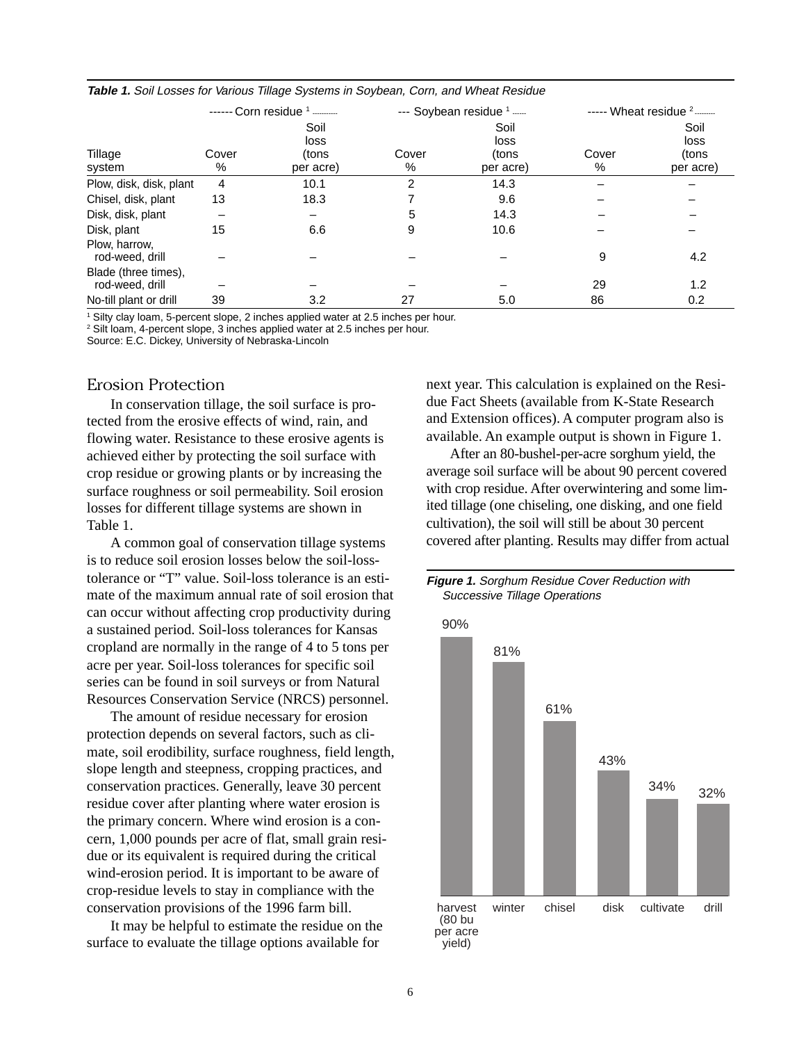***Table 1.*** *Soil Losses for Various Tillage Systems in Soybean, Corn, and Wheat Residue*

| Tillage system | Corn residue [1] Cover % | Corn residue [1] Soil loss (tons per acre) | Soybean residue [1] Cover % | Soybean residue [1] Soil loss (tons per acre) | Wheat residue [2] Cover % | Wheat residue [2] Soil loss (tons per acre) |
|---|---|---|---|---|---|---|
| Plow, disk, disk, plant | 4 | 10.1 | 2 | 14.3 | – | – |
| Chisel, disk, plant | 13 | 18.3 | 7 | 9.6 | – | – |
| Disk, disk, plant | – | – | 5 | 14.3 | – | – |
| Disk, plant | 15 | 6.6 | 9 | 10.6 | – | – |
| Plow, harrow, rod-weed, drill | – | – | – | – | 9 | 4.2 |
| Blade (three times), rod-weed, drill | – | – | – | – | 29 | 1.2 |
| No-till plant or drill | 39 | 3.2 | 27 | 5.0 | 86 | 0.2 |

[1] Silty clay loam, 5-percent slope, 2 inches applied water at 2.5 inches per hour.
[2] Silt loam, 4-percent slope, 3 inches applied water at 2.5 inches per hour.
Source: E.C. Dickey, University of Nebraska-Lincoln

## Erosion Protection

In conservation tillage, the soil surface is protected from the erosive effects of wind, rain, and flowing water. Resistance to these erosive agents is achieved either by protecting the soil surface with crop residue or growing plants or by increasing the surface roughness or soil permeability. Soil erosion losses for different tillage systems are shown in Table 1.

A common goal of conservation tillage systems is to reduce soil erosion losses below the soil-loss-tolerance or "T" value. Soil-loss tolerance is an estimate of the maximum annual rate of soil erosion that can occur without affecting crop productivity during a sustained period. Soil-loss tolerances for Kansas cropland are normally in the range of 4 to 5 tons per acre per year. Soil-loss tolerances for specific soil series can be found in soil surveys or from Natural Resources Conservation Service (NRCS) personnel.

The amount of residue necessary for erosion protection depends on several factors, such as climate, soil erodibility, surface roughness, field length, slope length and steepness, cropping practices, and conservation practices. Generally, leave 30 percent residue cover after planting where water erosion is the primary concern. Where wind erosion is a concern, 1,000 pounds per acre of flat, small grain residue or its equivalent is required during the critical wind-erosion period. It is important to be aware of crop-residue levels to stay in compliance with the conservation provisions of the 1996 farm bill.

It may be helpful to estimate the residue on the surface to evaluate the tillage options available for next year. This calculation is explained on the Residue Fact Sheets (available from K-State Research and Extension offices). A computer program also is available. An example output is shown in Figure 1.

After an 80-bushel-per-acre sorghum yield, the average soil surface will be about 90 percent covered with crop residue. After overwintering and some limited tillage (one chiseling, one disking, and one field cultivation), the soil will still be about 30 percent covered after planting. Results may differ from actual

***Figure 1.*** *Sorghum Residue Cover Reduction with Successive Tillage Operations*

| Operation | Residue cover |
|---|---|
| harvest (80 bu per acre yield) | 90% |
| winter | 81% |
| chisel | 61% |
| disk | 43% |
| cultivate | 34% |
| drill | 32% |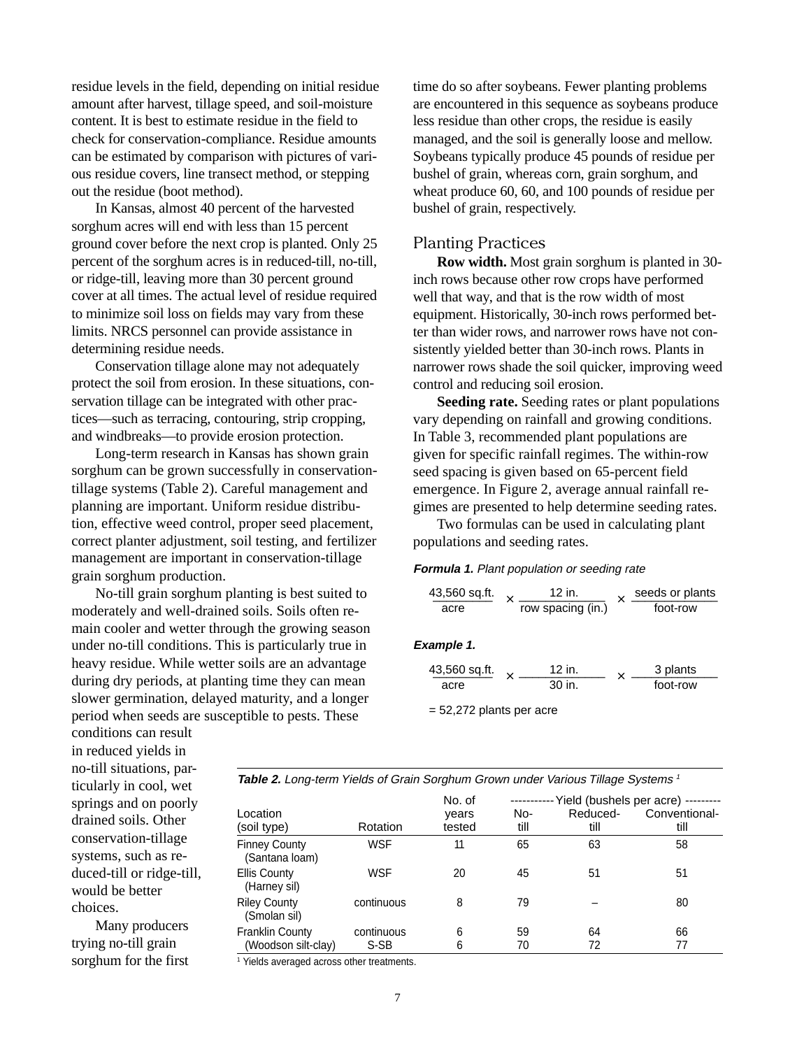residue levels in the field, depending on initial residue amount after harvest, tillage speed, and soil-moisture content. It is best to estimate residue in the field to check for conservation-compliance. Residue amounts can be estimated by comparison with pictures of various residue covers, line transect method, or stepping out the residue (boot method).

In Kansas, almost 40 percent of the harvested sorghum acres will end with less than 15 percent ground cover before the next crop is planted. Only 25 percent of the sorghum acres is in reduced-till, no-till, or ridge-till, leaving more than 30 percent ground cover at all times. The actual level of residue required to minimize soil loss on fields may vary from these limits. NRCS personnel can provide assistance in determining residue needs.

Conservation tillage alone may not adequately protect the soil from erosion. In these situations, conservation tillage can be integrated with other practices—such as terracing, contouring, strip cropping, and windbreaks—to provide erosion protection.

Long-term research in Kansas has shown grain sorghum can be grown successfully in conservation-tillage systems (Table 2). Careful management and planning are important. Uniform residue distribution, effective weed control, proper seed placement, correct planter adjustment, soil testing, and fertilizer management are important in conservation-tillage grain sorghum production.

No-till grain sorghum planting is best suited to moderately and well-drained soils. Soils often remain cooler and wetter through the growing season under no-till conditions. This is particularly true in heavy residue. While wetter soils are an advantage during dry periods, at planting time they can mean slower germination, delayed maturity, and a longer period when seeds are susceptible to pests. These conditions can result in reduced yields in no-till situations, particularly in cool, wet springs and on poorly drained soils. Other conservation-tillage systems, such as reduced-till or ridge-till, would be better choices.

Many producers trying no-till grain sorghum for the first time do so after soybeans. Fewer planting problems are encountered in this sequence as soybeans produce less residue than other crops, the residue is easily managed, and the soil is generally loose and mellow. Soybeans typically produce 45 pounds of residue per bushel of grain, whereas corn, grain sorghum, and wheat produce 60, 60, and 100 pounds of residue per bushel of grain, respectively.

## Planting Practices

**Row width.** Most grain sorghum is planted in 30-inch rows because other row crops have performed well that way, and that is the row width of most equipment. Historically, 30-inch rows performed better than wider rows, and narrower rows have not consistently yielded better than 30-inch rows. Plants in narrower rows shade the soil quicker, improving weed control and reducing soil erosion.

**Seeding rate.** Seeding rates or plant populations vary depending on rainfall and growing conditions. In Table 3, recommended plant populations are given for specific rainfall regimes. The within-row seed spacing is given based on 65-percent field emergence. In Figure 2, average annual rainfall regimes are presented to help determine seeding rates.

Two formulas can be used in calculating plant populations and seeding rates.

***Formula 1.*** *Plant population or seeding rate*

$$\frac{\text{43,560 sq.ft.}}{\text{acre}} \times \frac{\text{12 in.}}{\text{row spacing (in.)}} \times \frac{\text{seeds or plants}}{\text{foot-row}}$$

***Example 1.***

$$\frac{\text{43,560 sq.ft.}}{\text{acre}} \times \frac{\text{12 in.}}{\text{30 in.}} \times \frac{\text{3 plants}}{\text{foot-row}}$$

= 52,272 plants per acre

***Table 2.*** *Long-term Yields of Grain Sorghum Grown under Various Tillage Systems* [1]

| Location (soil type) | Rotation | No. of years tested | Yield (bushels per acre) No-till | Reduced-till | Conventional-till |
|---|---|---|---|---|---|
| Finney County (Santana loam) | WSF | 11 | 65 | 63 | 58 |
| Ellis County (Harney sil) | WSF | 20 | 45 | 51 | 51 |
| Riley County (Smolan sil) | continuous | 8 | 79 | – | 80 |
| Franklin County (Woodson silt-clay) | continuous | 6 | 59 | 64 | 66 |
| | S-SB | 6 | 70 | 72 | 77 |

[1] Yields averaged across other treatments.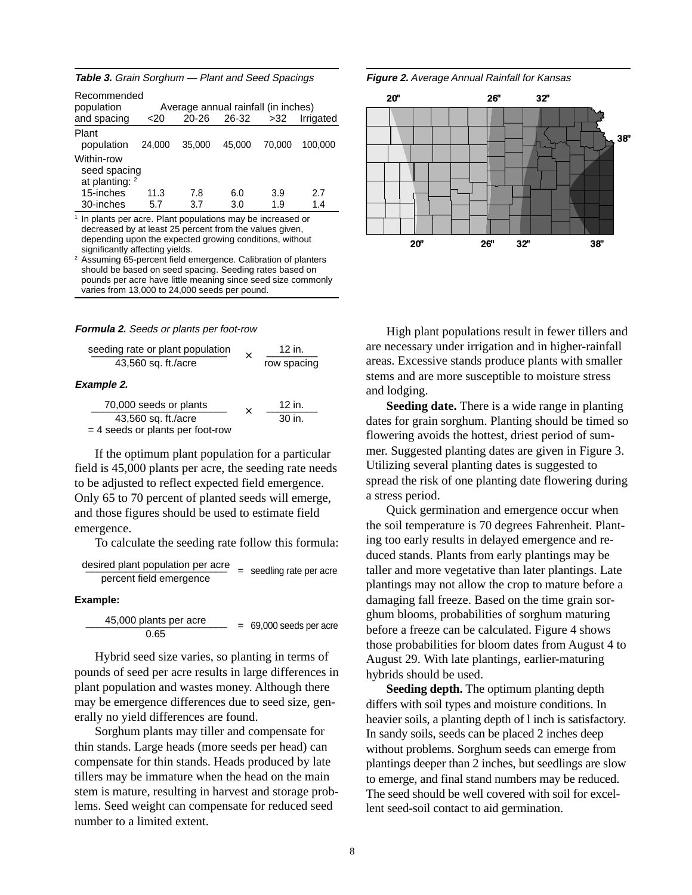**Table 3.** *Grain Sorghum — Plant and Seed Spacings*

| Recommended population and spacing | Average annual rainfall (in inches) <20 | 20-26 | 26-32 | >32 | Irrigated |
|---|---|---|---|---|---|
| Plant population | 24,000 | 35,000 | 45,000 | 70,000 | 100,000 |
| Within-row seed spacing at planting: [2] | | | | | |
| 15-inches | 11.3 | 7.8 | 6.0 | 3.9 | 2.7 |
| 30-inches | 5.7 | 3.7 | 3.0 | 1.9 | 1.4 |

[1] In plants per acre. Plant populations may be increased or decreased by at least 25 percent from the values given, depending upon the expected growing conditions, without significantly affecting yields.

[2] Assuming 65-percent field emergence. Calibration of planters should be based on seed spacing. Seeding rates based on pounds per acre have little meaning since seed size commonly varies from 13,000 to 24,000 seeds per pound.

**Figure 2.** *Average Annual Rainfall for Kansas*

**Formula 2.** *Seeds or plants per foot-row*

$$\frac{\text{seeding rate or plant population}}{43{,}560 \text{ sq. ft./acre}} \times \frac{12 \text{ in.}}{\text{row spacing}}$$

***Example 2.***

$$\frac{70{,}000 \text{ seeds or plants}}{43{,}560 \text{ sq. ft./acre}} \times \frac{12 \text{ in.}}{30 \text{ in.}}$$

= 4 seeds or plants per foot-row

If the optimum plant population for a particular field is 45,000 plants per acre, the seeding rate needs to be adjusted to reflect expected field emergence. Only 65 to 70 percent of planted seeds will emerge, and those figures should be used to estimate field emergence.

To calculate the seeding rate follow this formula:

$$\frac{\text{desired plant population per acre}}{\text{percent field emergence}} = \text{seedling rate per acre}$$

**Example:**

$$\frac{45{,}000 \text{ plants per acre}}{0.65} = 69{,}000 \text{ seeds per acre}$$

Hybrid seed size varies, so planting in terms of pounds of seed per acre results in large differences in plant population and wastes money. Although there may be emergence differences due to seed size, generally no yield differences are found.

Sorghum plants may tiller and compensate for thin stands. Large heads (more seeds per head) can compensate for thin stands. Heads produced by late tillers may be immature when the head on the main stem is mature, resulting in harvest and storage problems. Seed weight can compensate for reduced seed number to a limited extent.

High plant populations result in fewer tillers and are necessary under irrigation and in higher-rainfall areas. Excessive stands produce plants with smaller stems and are more susceptible to moisture stress and lodging.

**Seeding date.** There is a wide range in planting dates for grain sorghum. Planting should be timed so flowering avoids the hottest, driest period of summer. Suggested planting dates are given in Figure 3. Utilizing several planting dates is suggested to spread the risk of one planting date flowering during a stress period.

Quick germination and emergence occur when the soil temperature is 70 degrees Fahrenheit. Planting too early results in delayed emergence and reduced stands. Plants from early plantings may be taller and more vegetative than later plantings. Late plantings may not allow the crop to mature before a damaging fall freeze. Based on the time grain sorghum blooms, probabilities of sorghum maturing before a freeze can be calculated. Figure 4 shows those probabilities for bloom dates from August 4 to August 29. With late plantings, earlier-maturing hybrids should be used.

**Seeding depth.** The optimum planting depth differs with soil types and moisture conditions. In heavier soils, a planting depth of l inch is satisfactory. In sandy soils, seeds can be placed 2 inches deep without problems. Sorghum seeds can emerge from plantings deeper than 2 inches, but seedlings are slow to emerge, and final stand numbers may be reduced. The seed should be well covered with soil for excellent seed-soil contact to aid germination.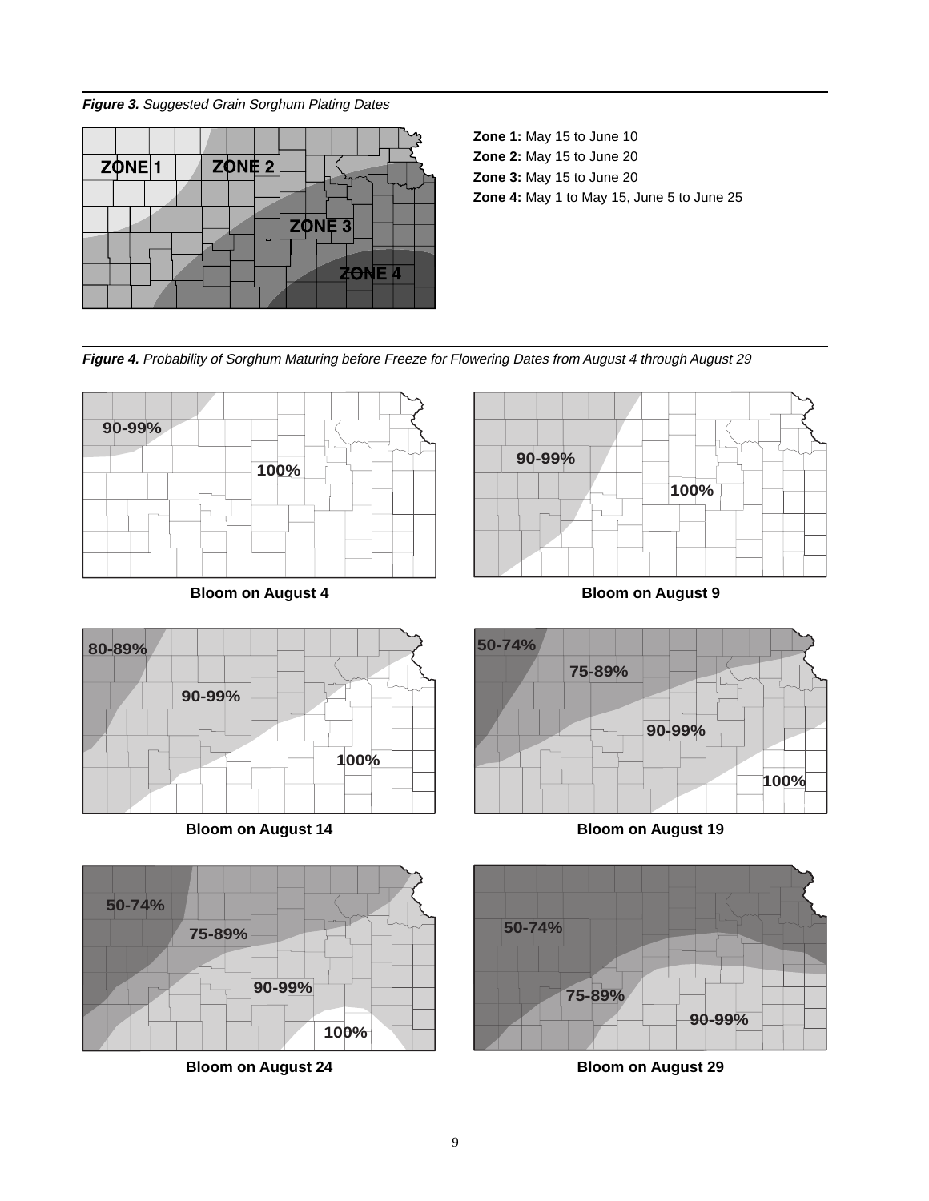***Figure 3.*** *Suggested Grain Sorghum Plating Dates*

ZONE 1 ZONE 2 ZONE 3 ZONE 4

**Zone 1:** May 15 to June 10
**Zone 2:** May 15 to June 20
**Zone 3:** May 15 to June 20
**Zone 4:** May 1 to May 15, June 5 to June 25

***Figure 4.*** *Probability of Sorghum Maturing before Freeze for Flowering Dates from August 4 through August 29*

90-99% 100%

**Bloom on August 4**

90-99% 100%

**Bloom on August 9**

80-89% 90-99% 100%

**Bloom on August 14**

50-74% 75-89% 90-99% 100%

**Bloom on August 19**

50-74% 75-89% 90-99% 100%

**Bloom on August 24**

50-74% 75-89% 90-99%

**Bloom on August 29**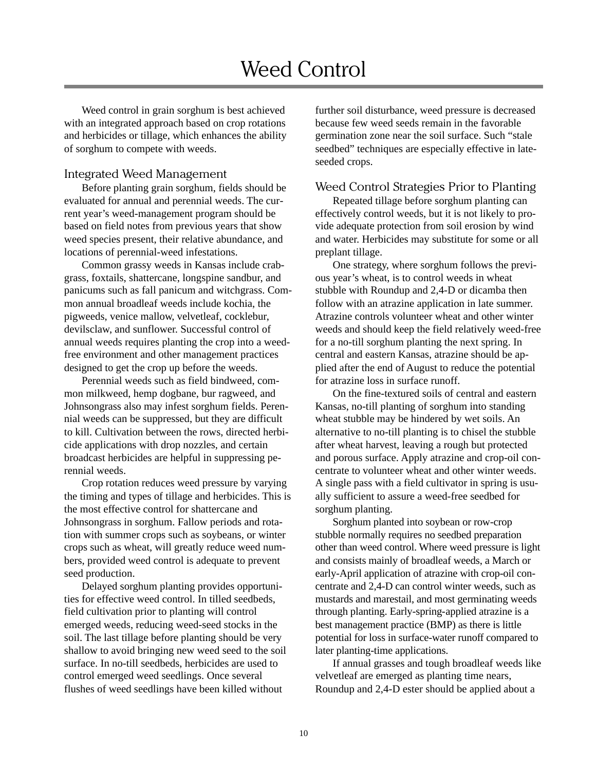# Weed Control

Weed control in grain sorghum is best achieved with an integrated approach based on crop rotations and herbicides or tillage, which enhances the ability of sorghum to compete with weeds.

## Integrated Weed Management

Before planting grain sorghum, fields should be evaluated for annual and perennial weeds. The current year's weed-management program should be based on field notes from previous years that show weed species present, their relative abundance, and locations of perennial-weed infestations.

Common grassy weeds in Kansas include crabgrass, foxtails, shattercane, longspine sandbur, and panicums such as fall panicum and witchgrass. Common annual broadleaf weeds include kochia, the pigweeds, venice mallow, velvetleaf, cocklebur, devilsclaw, and sunflower. Successful control of annual weeds requires planting the crop into a weed-free environment and other management practices designed to get the crop up before the weeds.

Perennial weeds such as field bindweed, common milkweed, hemp dogbane, bur ragweed, and Johnsongrass also may infest sorghum fields. Perennial weeds can be suppressed, but they are difficult to kill. Cultivation between the rows, directed herbicide applications with drop nozzles, and certain broadcast herbicides are helpful in suppressing perennial weeds.

Crop rotation reduces weed pressure by varying the timing and types of tillage and herbicides. This is the most effective control for shattercane and Johnsongrass in sorghum. Fallow periods and rotation with summer crops such as soybeans, or winter crops such as wheat, will greatly reduce weed numbers, provided weed control is adequate to prevent seed production.

Delayed sorghum planting provides opportunities for effective weed control. In tilled seedbeds, field cultivation prior to planting will control emerged weeds, reducing weed-seed stocks in the soil. The last tillage before planting should be very shallow to avoid bringing new weed seed to the soil surface. In no-till seedbeds, herbicides are used to control emerged weed seedlings. Once several flushes of weed seedlings have been killed without further soil disturbance, weed pressure is decreased because few weed seeds remain in the favorable germination zone near the soil surface. Such "stale seedbed" techniques are especially effective in late-seeded crops.

## Weed Control Strategies Prior to Planting

Repeated tillage before sorghum planting can effectively control weeds, but it is not likely to provide adequate protection from soil erosion by wind and water. Herbicides may substitute for some or all preplant tillage.

One strategy, where sorghum follows the previous year's wheat, is to control weeds in wheat stubble with Roundup and 2,4-D or dicamba then follow with an atrazine application in late summer. Atrazine controls volunteer wheat and other winter weeds and should keep the field relatively weed-free for a no-till sorghum planting the next spring. In central and eastern Kansas, atrazine should be applied after the end of August to reduce the potential for atrazine loss in surface runoff.

On the fine-textured soils of central and eastern Kansas, no-till planting of sorghum into standing wheat stubble may be hindered by wet soils. An alternative to no-till planting is to chisel the stubble after wheat harvest, leaving a rough but protected and porous surface. Apply atrazine and crop-oil concentrate to volunteer wheat and other winter weeds. A single pass with a field cultivator in spring is usually sufficient to assure a weed-free seedbed for sorghum planting.

Sorghum planted into soybean or row-crop stubble normally requires no seedbed preparation other than weed control. Where weed pressure is light and consists mainly of broadleaf weeds, a March or early-April application of atrazine with crop-oil concentrate and 2,4-D can control winter weeds, such as mustards and marestail, and most germinating weeds through planting. Early-spring-applied atrazine is a best management practice (BMP) as there is little potential for loss in surface-water runoff compared to later planting-time applications.

If annual grasses and tough broadleaf weeds like velvetleaf are emerged as planting time nears, Roundup and 2,4-D ester should be applied about a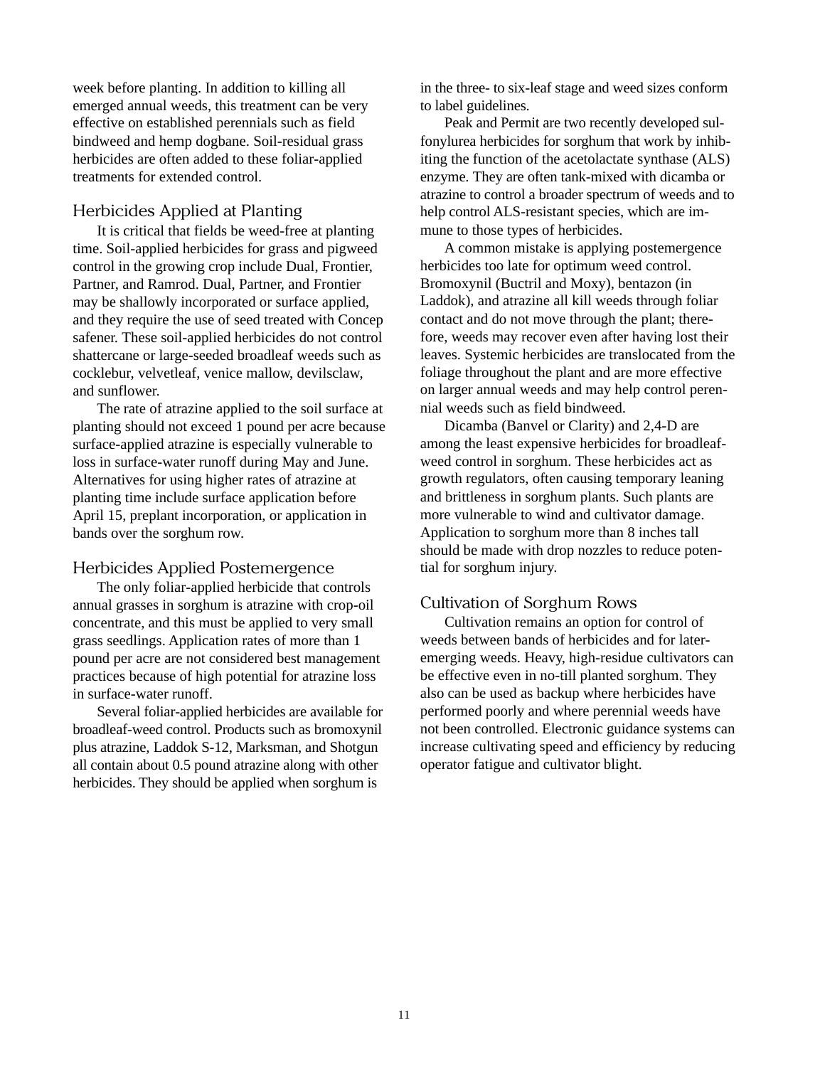week before planting. In addition to killing all emerged annual weeds, this treatment can be very effective on established perennials such as field bindweed and hemp dogbane. Soil-residual grass herbicides are often added to these foliar-applied treatments for extended control.

## Herbicides Applied at Planting

It is critical that fields be weed-free at planting time. Soil-applied herbicides for grass and pigweed control in the growing crop include Dual, Frontier, Partner, and Ramrod. Dual, Partner, and Frontier may be shallowly incorporated or surface applied, and they require the use of seed treated with Concep safener. These soil-applied herbicides do not control shattercane or large-seeded broadleaf weeds such as cocklebur, velvetleaf, venice mallow, devilsclaw, and sunflower.

The rate of atrazine applied to the soil surface at planting should not exceed 1 pound per acre because surface-applied atrazine is especially vulnerable to loss in surface-water runoff during May and June. Alternatives for using higher rates of atrazine at planting time include surface application before April 15, preplant incorporation, or application in bands over the sorghum row.

## Herbicides Applied Postemergence

The only foliar-applied herbicide that controls annual grasses in sorghum is atrazine with crop-oil concentrate, and this must be applied to very small grass seedlings. Application rates of more than 1 pound per acre are not considered best management practices because of high potential for atrazine loss in surface-water runoff.

Several foliar-applied herbicides are available for broadleaf-weed control. Products such as bromoxynil plus atrazine, Laddok S-12, Marksman, and Shotgun all contain about 0.5 pound atrazine along with other herbicides. They should be applied when sorghum is in the three- to six-leaf stage and weed sizes conform to label guidelines.

Peak and Permit are two recently developed sulfonylurea herbicides for sorghum that work by inhibiting the function of the acetolactate synthase (ALS) enzyme. They are often tank-mixed with dicamba or atrazine to control a broader spectrum of weeds and to help control ALS-resistant species, which are immune to those types of herbicides.

A common mistake is applying postemergence herbicides too late for optimum weed control. Bromoxynil (Buctril and Moxy), bentazon (in Laddok), and atrazine all kill weeds through foliar contact and do not move through the plant; therefore, weeds may recover even after having lost their leaves. Systemic herbicides are translocated from the foliage throughout the plant and are more effective on larger annual weeds and may help control perennial weeds such as field bindweed.

Dicamba (Banvel or Clarity) and 2,4-D are among the least expensive herbicides for broadleaf-weed control in sorghum. These herbicides act as growth regulators, often causing temporary leaning and brittleness in sorghum plants. Such plants are more vulnerable to wind and cultivator damage. Application to sorghum more than 8 inches tall should be made with drop nozzles to reduce potential for sorghum injury.

## Cultivation of Sorghum Rows

Cultivation remains an option for control of weeds between bands of herbicides and for later-emerging weeds. Heavy, high-residue cultivators can be effective even in no-till planted sorghum. They also can be used as backup where herbicides have performed poorly and where perennial weeds have not been controlled. Electronic guidance systems can increase cultivating speed and efficiency by reducing operator fatigue and cultivator blight.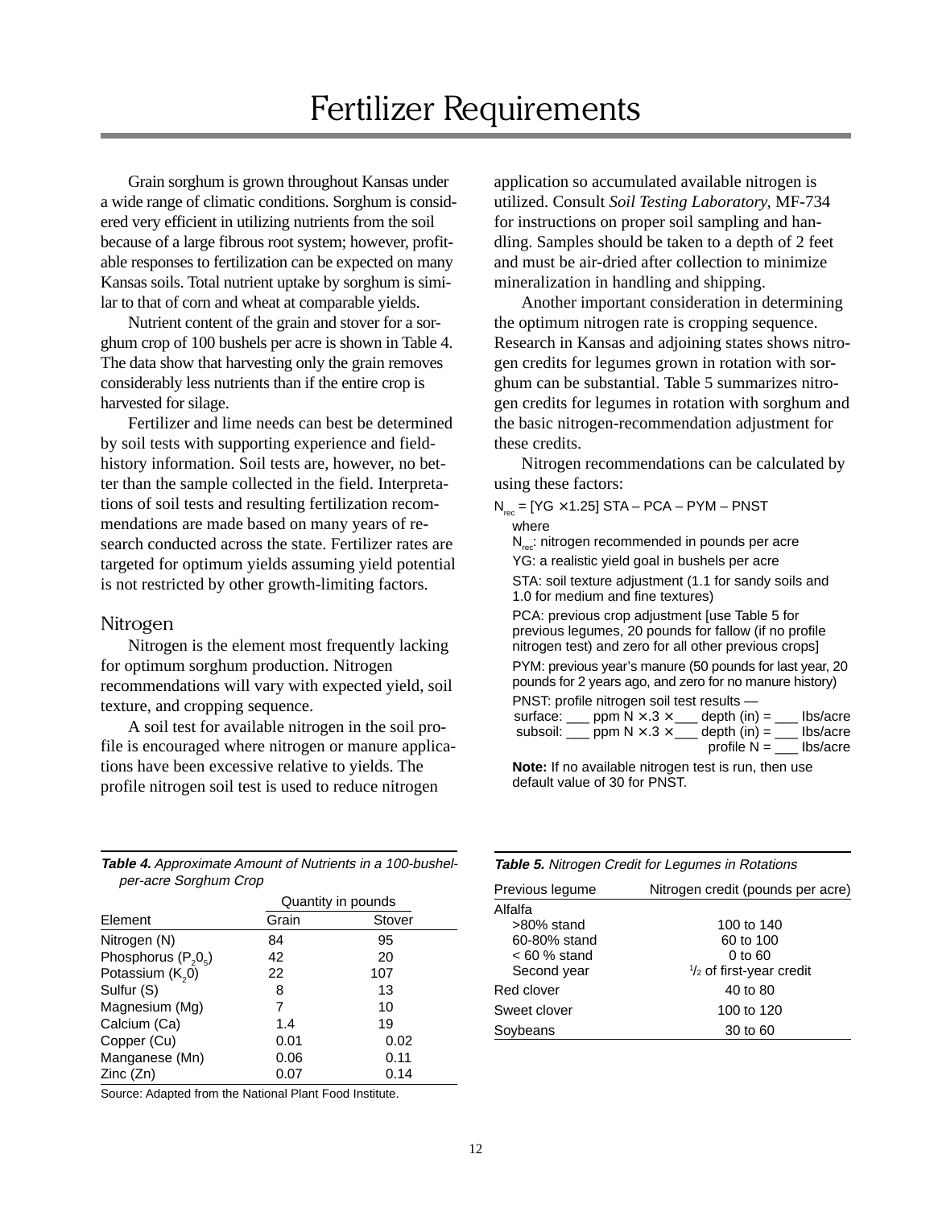# Fertilizer Requirements

Grain sorghum is grown throughout Kansas under a wide range of climatic conditions. Sorghum is considered very efficient in utilizing nutrients from the soil because of a large fibrous root system; however, profitable responses to fertilization can be expected on many Kansas soils. Total nutrient uptake by sorghum is similar to that of corn and wheat at comparable yields.

Nutrient content of the grain and stover for a sorghum crop of 100 bushels per acre is shown in Table 4. The data show that harvesting only the grain removes considerably less nutrients than if the entire crop is harvested for silage.

Fertilizer and lime needs can best be determined by soil tests with supporting experience and field-history information. Soil tests are, however, no better than the sample collected in the field. Interpretations of soil tests and resulting fertilization recommendations are made based on many years of research conducted across the state. Fertilizer rates are targeted for optimum yields assuming yield potential is not restricted by other growth-limiting factors.

## Nitrogen

Nitrogen is the element most frequently lacking for optimum sorghum production. Nitrogen recommendations will vary with expected yield, soil texture, and cropping sequence.

A soil test for available nitrogen in the soil profile is encouraged where nitrogen or manure applications have been excessive relative to yields. The profile nitrogen soil test is used to reduce nitrogen application so accumulated available nitrogen is utilized. Consult *Soil Testing Laboratory*, MF-734 for instructions on proper soil sampling and handling. Samples should be taken to a depth of 2 feet and must be air-dried after collection to minimize mineralization in handling and shipping.

Another important consideration in determining the optimum nitrogen rate is cropping sequence. Research in Kansas and adjoining states shows nitrogen credits for legumes grown in rotation with sorghum can be substantial. Table 5 summarizes nitrogen credits for legumes in rotation with sorghum and the basic nitrogen-recommendation adjustment for these credits.

Nitrogen recommendations can be calculated by using these factors:

$N_{rec}$ = [YG × 1.25] STA – PCA – PYM – PNST

where

$N_{rec}$: nitrogen recommended in pounds per acre

YG: a realistic yield goal in bushels per acre

STA: soil texture adjustment (1.1 for sandy soils and 1.0 for medium and fine textures)

PCA: previous crop adjustment [use Table 5 for previous legumes, 20 pounds for fallow (if no profile nitrogen test) and zero for all other previous crops]

PYM: previous year's manure (50 pounds for last year, 20 pounds for 2 years ago, and zero for no manure history)

PNST: profile nitrogen soil test results —

surface: ___ ppm N × .3 × ___ depth (in) = ___ lbs/acre

subsoil: ___ ppm N × .3 × ___ depth (in) = ___ lbs/acre

profile N = ___ lbs/acre

**Note:** If no available nitrogen test is run, then use default value of 30 for PNST.

***Table 4.*** *Approximate Amount of Nutrients in a 100-bushel-per-acre Sorghum Crop*

| | Quantity in pounds | |
|---|---|---|
| Element | Grain | Stover |
| Nitrogen (N) | 84 | 95 |
| Phosphorus ($P_2O_5$) | 42 | 20 |
| Potassium ($K_2O$) | 22 | 107 |
| Sulfur (S) | 8 | 13 |
| Magnesium (Mg) | 7 | 10 |
| Calcium (Ca) | 1.4 | 19 |
| Copper (Cu) | 0.01 | 0.02 |
| Manganese (Mn) | 0.06 | 0.11 |
| Zinc (Zn) | 0.07 | 0.14 |

Source: Adapted from the National Plant Food Institute.

***Table 5.*** *Nitrogen Credit for Legumes in Rotations*

| Previous legume | Nitrogen credit (pounds per acre) |
|---|---|
| Alfalfa | |
| >80% stand | 100 to 140 |
| 60-80% stand | 60 to 100 |
| < 60 % stand | 0 to 60 |
| Second year | 1/2 of first-year credit |
| Red clover | 40 to 80 |
| Sweet clover | 100 to 120 |
| Soybeans | 30 to 60 |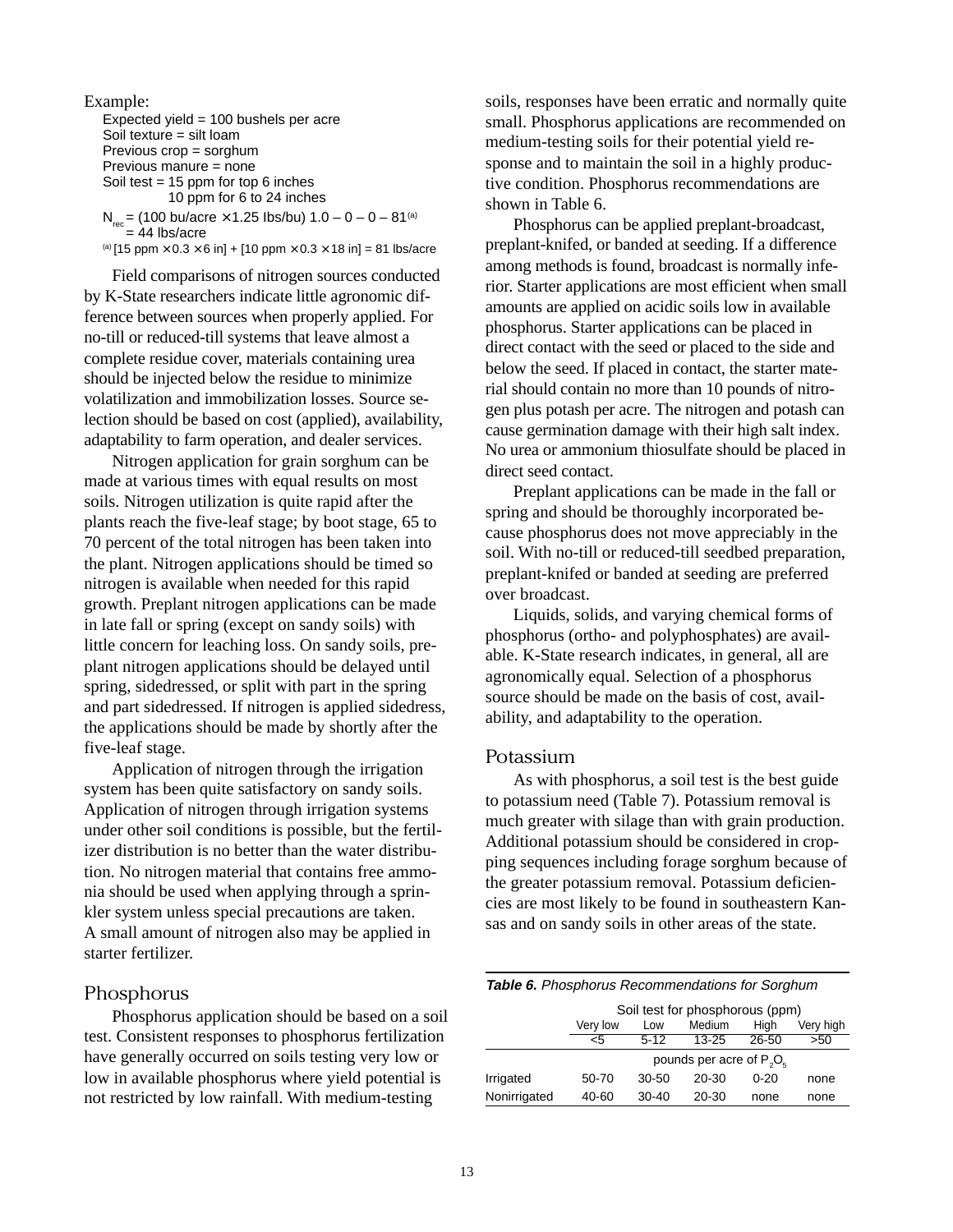Example:

Expected yield = 100 bushels per acre
Soil texture = silt loam
Previous crop = sorghum
Previous manure = none
Soil test = 15 ppm for top 6 inches
10 ppm for 6 to 24 inches

$N_{rec}$ = (100 bu/acre × 1.25 lbs/bu) 1.0 – 0 – 0 – 81[(a)]
= 44 lbs/acre

[(a)] [15 ppm × 0.3 × 6 in] + [10 ppm × 0.3 × 18 in] = 81 lbs/acre

Field comparisons of nitrogen sources conducted by K-State researchers indicate little agronomic difference between sources when properly applied. For no-till or reduced-till systems that leave almost a complete residue cover, materials containing urea should be injected below the residue to minimize volatilization and immobilization losses. Source selection should be based on cost (applied), availability, adaptability to farm operation, and dealer services.

Nitrogen application for grain sorghum can be made at various times with equal results on most soils. Nitrogen utilization is quite rapid after the plants reach the five-leaf stage; by boot stage, 65 to 70 percent of the total nitrogen has been taken into the plant. Nitrogen applications should be timed so nitrogen is available when needed for this rapid growth. Preplant nitrogen applications can be made in late fall or spring (except on sandy soils) with little concern for leaching loss. On sandy soils, preplant nitrogen applications should be delayed until spring, sidedressed, or split with part in the spring and part sidedressed. If nitrogen is applied sidedress, the applications should be made by shortly after the five-leaf stage.

Application of nitrogen through the irrigation system has been quite satisfactory on sandy soils. Application of nitrogen through irrigation systems under other soil conditions is possible, but the fertilizer distribution is no better than the water distribution. No nitrogen material that contains free ammonia should be used when applying through a sprinkler system unless special precautions are taken. A small amount of nitrogen also may be applied in starter fertilizer.

## Phosphorus

Phosphorus application should be based on a soil test. Consistent responses to phosphorus fertilization have generally occurred on soils testing very low or low in available phosphorus where yield potential is not restricted by low rainfall. With medium-testing soils, responses have been erratic and normally quite small. Phosphorus applications are recommended on medium-testing soils for their potential yield response and to maintain the soil in a highly productive condition. Phosphorus recommendations are shown in Table 6.

Phosphorus can be applied preplant-broadcast, preplant-knifed, or banded at seeding. If a difference among methods is found, broadcast is normally inferior. Starter applications are most efficient when small amounts are applied on acidic soils low in available phosphorus. Starter applications can be placed in direct contact with the seed or placed to the side and below the seed. If placed in contact, the starter material should contain no more than 10 pounds of nitrogen plus potash per acre. The nitrogen and potash can cause germination damage with their high salt index. No urea or ammonium thiosulfate should be placed in direct seed contact.

Preplant applications can be made in the fall or spring and should be thoroughly incorporated because phosphorus does not move appreciably in the soil. With no-till or reduced-till seedbed preparation, preplant-knifed or banded at seeding are preferred over broadcast.

Liquids, solids, and varying chemical forms of phosphorus (ortho- and polyphosphates) are available. K-State research indicates, in general, all are agronomically equal. Selection of a phosphorus source should be made on the basis of cost, availability, and adaptability to the operation.

## Potassium

As with phosphorus, a soil test is the best guide to potassium need (Table 7). Potassium removal is much greater with silage than with grain production. Additional potassium should be considered in cropping sequences including forage sorghum because of the greater potassium removal. Potassium deficiencies are most likely to be found in southeastern Kansas and on sandy soils in other areas of the state.

***Table 6.*** *Phosphorus Recommendations for Sorghum*

| | Soil test for phosphorous (ppm) | | | | |
|---|---|---|---|---|---|
| | Very low | Low | Medium | High | Very high |
| | <5 | 5-12 | 13-25 | 26-50 | >50 |
| | pounds per acre of $P_2O_5$ | | | | |
| Irrigated | 50-70 | 30-50 | 20-30 | 0-20 | none |
| Nonirrigated | 40-60 | 30-40 | 20-30 | none | none |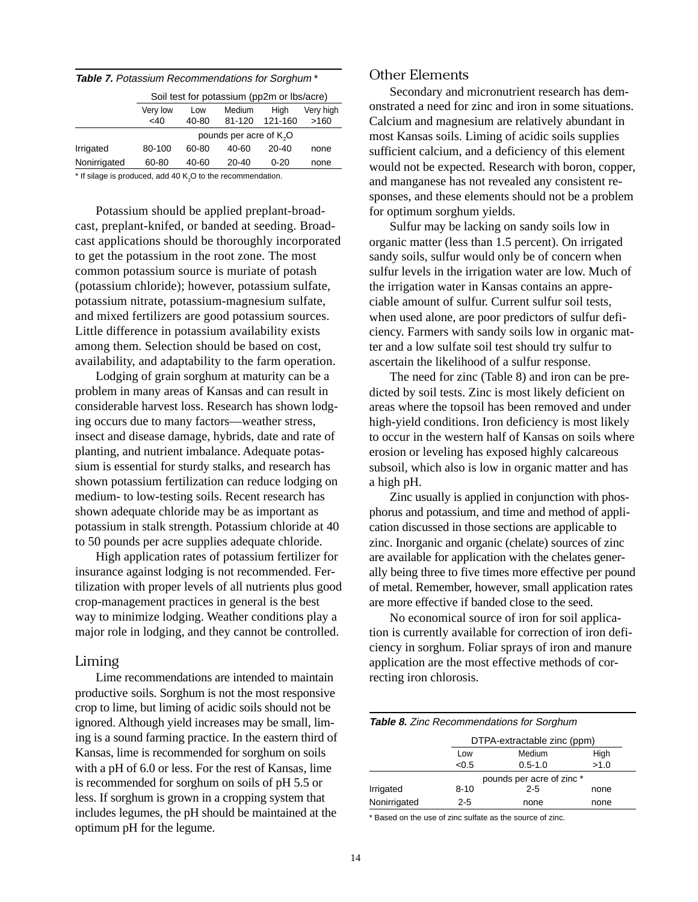**Table 7.** *Potassium Recommendations for Sorghum* *

| | Soil test for potassium (pp2m or lbs/acre) | | | | |
|---|---|---|---|---|---|
| | Very low <40 | Low 40-80 | Medium 81-120 | High 121-160 | Very high >160 |
| | pounds per acre of $K_2O$ | | | | |
| Irrigated | 80-100 | 60-80 | 40-60 | 20-40 | none |
| Nonirrigated | 60-80 | 40-60 | 20-40 | 0-20 | none |

* If silage is produced, add 40 $K_2O$ to the recommendation.

Potassium should be applied preplant-broadcast, preplant-knifed, or banded at seeding. Broadcast applications should be thoroughly incorporated to get the potassium in the root zone. The most common potassium source is muriate of potash (potassium chloride); however, potassium sulfate, potassium nitrate, potassium-magnesium sulfate, and mixed fertilizers are good potassium sources. Little difference in potassium availability exists among them. Selection should be based on cost, availability, and adaptability to the farm operation.

Lodging of grain sorghum at maturity can be a problem in many areas of Kansas and can result in considerable harvest loss. Research has shown lodging occurs due to many factors—weather stress, insect and disease damage, hybrids, date and rate of planting, and nutrient imbalance. Adequate potassium is essential for sturdy stalks, and research has shown potassium fertilization can reduce lodging on medium- to low-testing soils. Recent research has shown adequate chloride may be as important as potassium in stalk strength. Potassium chloride at 40 to 50 pounds per acre supplies adequate chloride.

High application rates of potassium fertilizer for insurance against lodging is not recommended. Fertilization with proper levels of all nutrients plus good crop-management practices in general is the best way to minimize lodging. Weather conditions play a major role in lodging, and they cannot be controlled.

## Liming

Lime recommendations are intended to maintain productive soils. Sorghum is not the most responsive crop to lime, but liming of acidic soils should not be ignored. Although yield increases may be small, liming is a sound farming practice. In the eastern third of Kansas, lime is recommended for sorghum on soils with a pH of 6.0 or less. For the rest of Kansas, lime is recommended for sorghum on soils of pH 5.5 or less. If sorghum is grown in a cropping system that includes legumes, the pH should be maintained at the optimum pH for the legume.

## Other Elements

Secondary and micronutrient research has demonstrated a need for zinc and iron in some situations. Calcium and magnesium are relatively abundant in most Kansas soils. Liming of acidic soils supplies sufficient calcium, and a deficiency of this element would not be expected. Research with boron, copper, and manganese has not revealed any consistent responses, and these elements should not be a problem for optimum sorghum yields.

Sulfur may be lacking on sandy soils low in organic matter (less than 1.5 percent). On irrigated sandy soils, sulfur would only be of concern when sulfur levels in the irrigation water are low. Much of the irrigation water in Kansas contains an appreciable amount of sulfur. Current sulfur soil tests, when used alone, are poor predictors of sulfur deficiency. Farmers with sandy soils low in organic matter and a low sulfate soil test should try sulfur to ascertain the likelihood of a sulfur response.

The need for zinc (Table 8) and iron can be predicted by soil tests. Zinc is most likely deficient on areas where the topsoil has been removed and under high-yield conditions. Iron deficiency is most likely to occur in the western half of Kansas on soils where erosion or leveling has exposed highly calcareous subsoil, which also is low in organic matter and has a high pH.

Zinc usually is applied in conjunction with phosphorus and potassium, and time and method of application discussed in those sections are applicable to zinc. Inorganic and organic (chelate) sources of zinc are available for application with the chelates generally being three to five times more effective per pound of metal. Remember, however, small application rates are more effective if banded close to the seed.

No economical source of iron for soil application is currently available for correction of iron deficiency in sorghum. Foliar sprays of iron and manure application are the most effective methods of correcting iron chlorosis.

**Table 8.** *Zinc Recommendations for Sorghum*

| | DTPA-extractable zinc (ppm) | | |
|---|---|---|---|
| | Low <0.5 | Medium 0.5-1.0 | High >1.0 |
| | pounds per acre of zinc * | | |
| Irrigated | 8-10 | 2-5 | none |
| Nonirrigated | 2-5 | none | none |

* Based on the use of zinc sulfate as the source of zinc.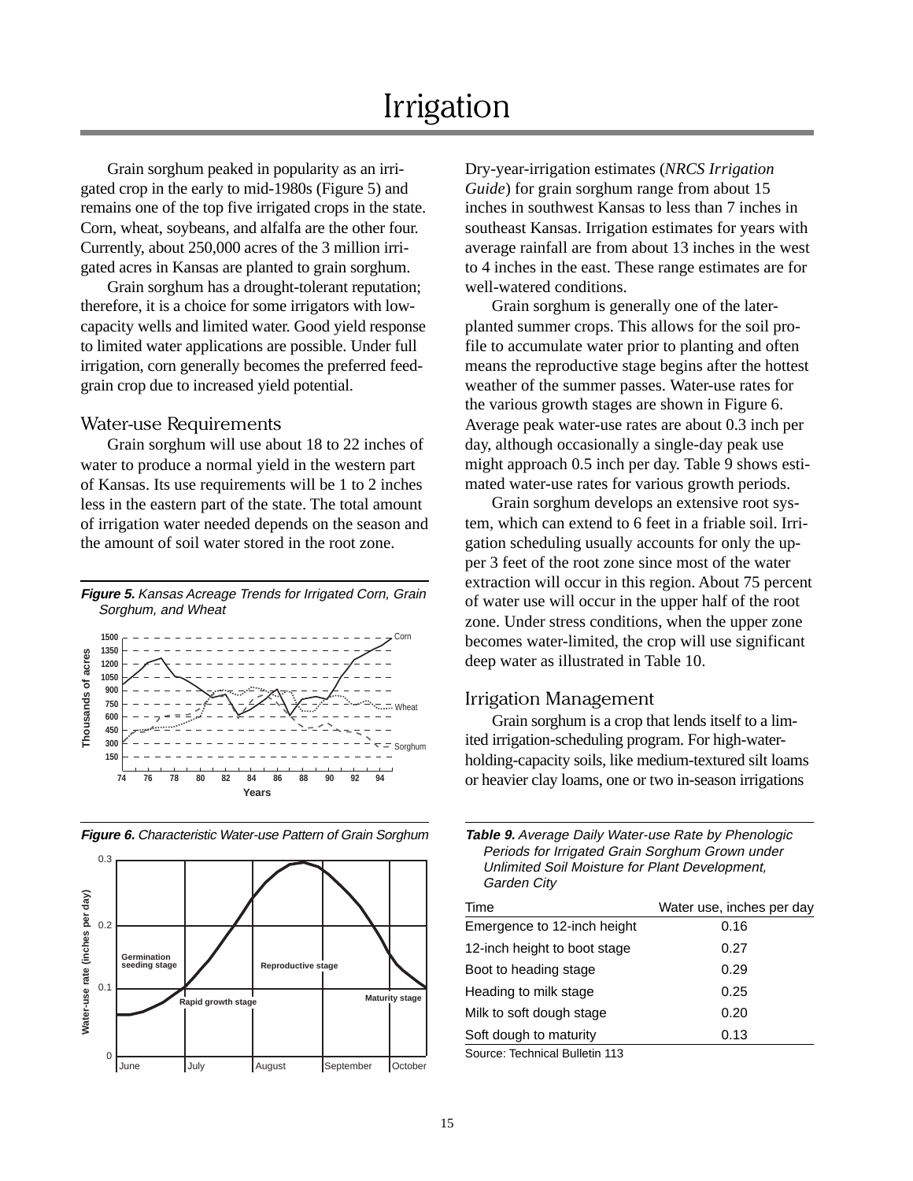# Irrigation

Grain sorghum peaked in popularity as an irrigated crop in the early to mid-1980s (Figure 5) and remains one of the top five irrigated crops in the state. Corn, wheat, soybeans, and alfalfa are the other four. Currently, about 250,000 acres of the 3 million irrigated acres in Kansas are planted to grain sorghum.

Grain sorghum has a drought-tolerant reputation; therefore, it is a choice for some irrigators with low-capacity wells and limited water. Good yield response to limited water applications are possible. Under full irrigation, corn generally becomes the preferred feed-grain crop due to increased yield potential.

## Water-use Requirements

Grain sorghum will use about 18 to 22 inches of water to produce a normal yield in the western part of Kansas. Its use requirements will be 1 to 2 inches less in the eastern part of the state. The total amount of irrigation water needed depends on the season and the amount of soil water stored in the root zone.

***Figure 5.*** *Kansas Acreage Trends for Irrigated Corn, Grain Sorghum, and Wheat*

***Figure 6.*** *Characteristic Water-use Pattern of Grain Sorghum*

Dry-year-irrigation estimates (*NRCS Irrigation Guide*) for grain sorghum range from about 15 inches in southwest Kansas to less than 7 inches in southeast Kansas. Irrigation estimates for years with average rainfall are from about 13 inches in the west to 4 inches in the east. These range estimates are for well-watered conditions.

Grain sorghum is generally one of the later-planted summer crops. This allows for the soil profile to accumulate water prior to planting and often means the reproductive stage begins after the hottest weather of the summer passes. Water-use rates for the various growth stages are shown in Figure 6. Average peak water-use rates are about 0.3 inch per day, although occasionally a single-day peak use might approach 0.5 inch per day. Table 9 shows estimated water-use rates for various growth periods.

Grain sorghum develops an extensive root system, which can extend to 6 feet in a friable soil. Irrigation scheduling usually accounts for only the upper 3 feet of the root zone since most of the water extraction will occur in this region. About 75 percent of water use will occur in the upper half of the root zone. Under stress conditions, when the upper zone becomes water-limited, the crop will use significant deep water as illustrated in Table 10.

## Irrigation Management

Grain sorghum is a crop that lends itself to a limited irrigation-scheduling program. For high-water-holding-capacity soils, like medium-textured silt loams or heavier clay loams, one or two in-season irrigations

***Table 9.*** *Average Daily Water-use Rate by Phenologic Periods for Irrigated Grain Sorghum Grown under Unlimited Soil Moisture for Plant Development, Garden City*

| Time | Water use, inches per day |
|---|---|
| Emergence to 12-inch height | 0.16 |
| 12-inch height to boot stage | 0.27 |
| Boot to heading stage | 0.29 |
| Heading to milk stage | 0.25 |
| Milk to soft dough stage | 0.20 |
| Soft dough to maturity | 0.13 |

Source: Technical Bulletin 113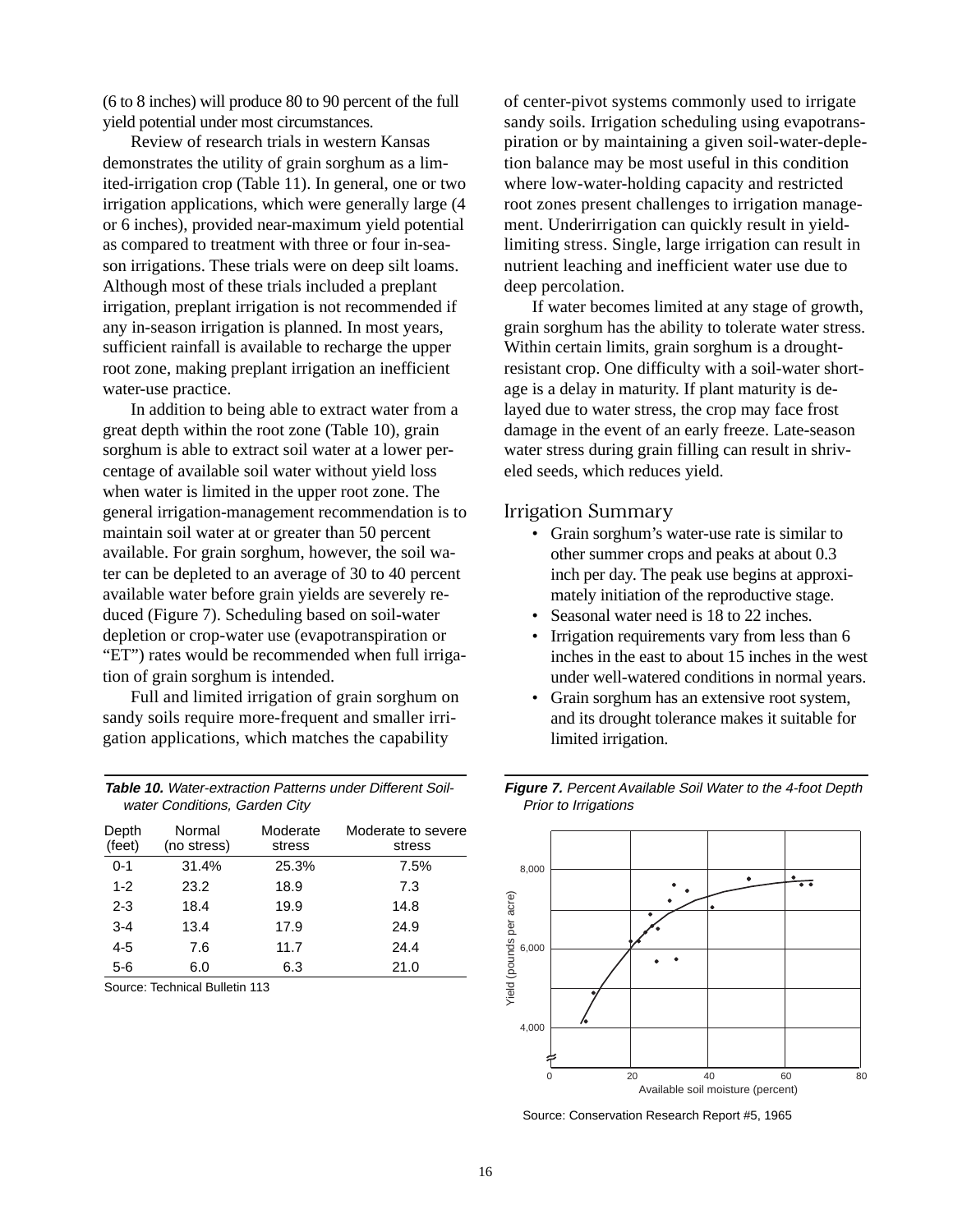(6 to 8 inches) will produce 80 to 90 percent of the full yield potential under most circumstances.

Review of research trials in western Kansas demonstrates the utility of grain sorghum as a limited-irrigation crop (Table 11). In general, one or two irrigation applications, which were generally large (4 or 6 inches), provided near-maximum yield potential as compared to treatment with three or four in-season irrigations. These trials were on deep silt loams. Although most of these trials included a preplant irrigation, preplant irrigation is not recommended if any in-season irrigation is planned. In most years, sufficient rainfall is available to recharge the upper root zone, making preplant irrigation an inefficient water-use practice.

In addition to being able to extract water from a great depth within the root zone (Table 10), grain sorghum is able to extract soil water at a lower percentage of available soil water without yield loss when water is limited in the upper root zone. The general irrigation-management recommendation is to maintain soil water at or greater than 50 percent available. For grain sorghum, however, the soil water can be depleted to an average of 30 to 40 percent available water before grain yields are severely reduced (Figure 7). Scheduling based on soil-water depletion or crop-water use (evapotranspiration or "ET") rates would be recommended when full irrigation of grain sorghum is intended.

Full and limited irrigation of grain sorghum on sandy soils require more-frequent and smaller irrigation applications, which matches the capability of center-pivot systems commonly used to irrigate sandy soils. Irrigation scheduling using evapotranspiration or by maintaining a given soil-water-depletion balance may be most useful in this condition where low-water-holding capacity and restricted root zones present challenges to irrigation management. Underirrigation can quickly result in yield-limiting stress. Single, large irrigation can result in nutrient leaching and inefficient water use due to deep percolation.

If water becomes limited at any stage of growth, grain sorghum has the ability to tolerate water stress. Within certain limits, grain sorghum is a drought-resistant crop. One difficulty with a soil-water shortage is a delay in maturity. If plant maturity is delayed due to water stress, the crop may face frost damage in the event of an early freeze. Late-season water stress during grain filling can result in shriveled seeds, which reduces yield.

**Table 10.** *Water-extraction Patterns under Different Soil-water Conditions, Garden City*

| Depth (feet) | Normal (no stress) | Moderate stress | Moderate to severe stress |
|---|---|---|---|
| 0-1 | 31.4% | 25.3% | 7.5% |
| 1-2 | 23.2 | 18.9 | 7.3 |
| 2-3 | 18.4 | 19.9 | 14.8 |
| 3-4 | 13.4 | 17.9 | 24.9 |
| 4-5 | 7.6 | 11.7 | 24.4 |
| 5-6 | 6.0 | 6.3 | 21.0 |

Source: Technical Bulletin 113

## Irrigation Summary

- Grain sorghum's water-use rate is similar to other summer crops and peaks at about 0.3 inch per day. The peak use begins at approximately initiation of the reproductive stage.
- Seasonal water need is 18 to 22 inches.
- Irrigation requirements vary from less than 6 inches in the east to about 15 inches in the west under well-watered conditions in normal years.
- Grain sorghum has an extensive root system, and its drought tolerance makes it suitable for limited irrigation.

**Figure 7.** *Percent Available Soil Water to the 4-foot Depth Prior to Irrigations*

Source: Conservation Research Report #5, 1965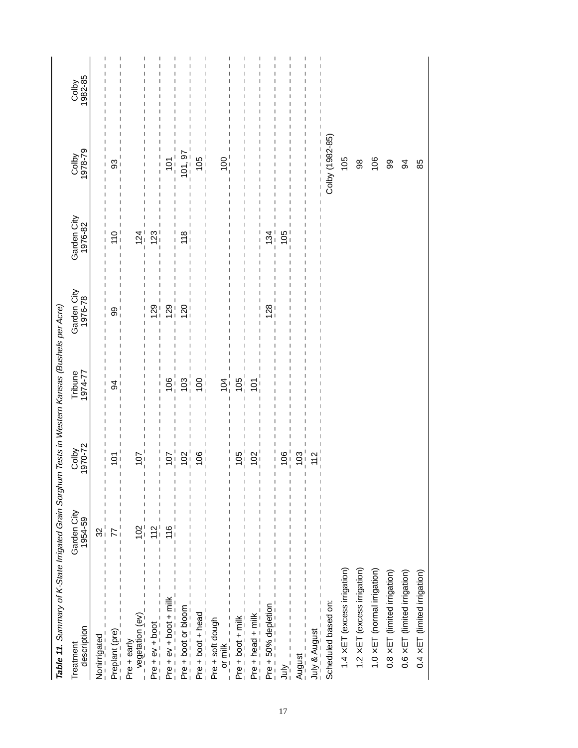***Table 11.*** *Summary of K-State Irrigated Grain Sorghum Tests in Western Kansas (Bushels per Acre)*

| Treatment description | Garden City 1954-59 | Colby 1970-72 | Tribune 1974-77 | Garden City 1976-78 | Garden City 1976-82 | Colby 1978-79 | Colby 1982-85 |
|---|---|---|---|---|---|---|---|
| Nonirrigated | 32 | | | | | | |
| Preplant (pre) | 77 | 101 | 94 | 99 | 110 | 93 | |
| Pre + early vegetation (ev) | 102 | 107 | | | 124 | | |
| Pre + ev + boot | 112 | | | 129 | 123 | | |
| Pre + ev + boot + milk | 116 | 107 | 106 | 129 | | 101 | |
| Pre + boot or bloom | | 102 | 103 | 120 | 118 | 101, 97 | |
| Pre + boot + head | | 106 | 100 | | | 105 | |
| Pre + soft dough or milk | | | 104 | | | 100 | |
| Pre + boot + milk | | 105 | 105 | | | | |
| Pre + head + milk | | 102 | 101 | | | | |
| Pre + 50% depletion | | | | 128 | 134 | | |
| July | | 106 | | | 105 | | |
| August | | 103 | | | | | |
| July & August | | 112 | | | | | |
| Scheduled based on: | | | | | | Colby (1982-85) | |
| 1.4 ×ET (excess irrigation) | | | | | | 105 | |
| 1.2 ×ET (excess irrigation) | | | | | | 98 | |
| 1.0 ×ET (normal irrigation) | | | | | | 106 | |
| 0.8 ×ET (limited irrigation) | | | | | | 99 | |
| 0.6 ×ET (limited irrigation) | | | | | | 94 | |
| 0.4 ×ET (limited irrigation) | | | | | | 85 | |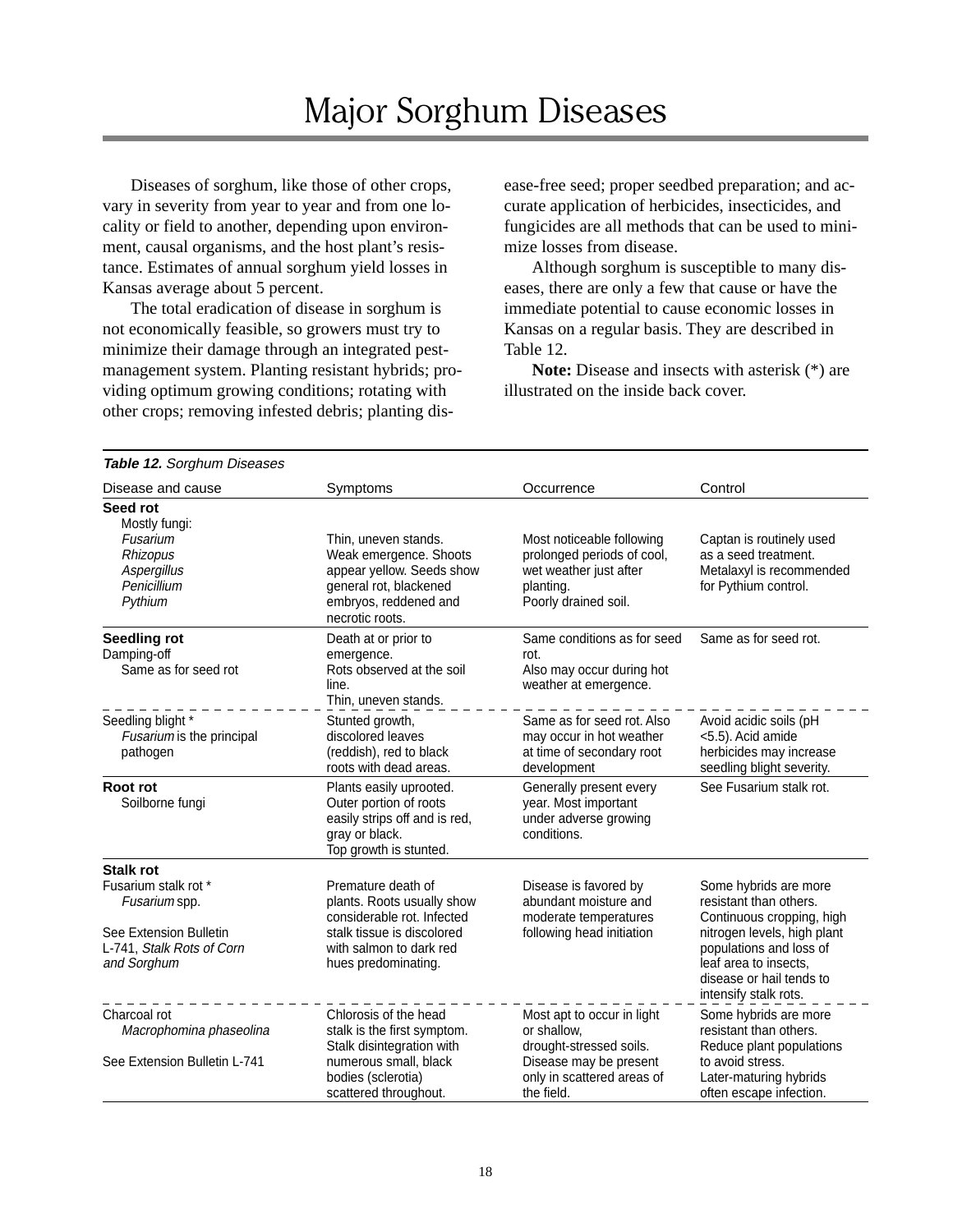# Major Sorghum Diseases

Diseases of sorghum, like those of other crops, vary in severity from year to year and from one locality or field to another, depending upon environment, causal organisms, and the host plant's resistance. Estimates of annual sorghum yield losses in Kansas average about 5 percent.

The total eradication of disease in sorghum is not economically feasible, so growers must try to minimize their damage through an integrated pest-management system. Planting resistant hybrids; providing optimum growing conditions; rotating with other crops; removing infested debris; planting disease-free seed; proper seedbed preparation; and accurate application of herbicides, insecticides, and fungicides are all methods that can be used to minimize losses from disease.

Although sorghum is susceptible to many diseases, there are only a few that cause or have the immediate potential to cause economic losses in Kansas on a regular basis. They are described in Table 12.

**Note:** Disease and insects with asterisk (*) are illustrated on the inside back cover.

***Table 12.*** *Sorghum Diseases*

| Disease and cause | Symptoms | Occurrence | Control |
|---|---|---|---|
| **Seed rot**<br>Mostly fungi:<br>*Fusarium*<br>*Rhizopus*<br>*Aspergillus*<br>*Penicillium*<br>*Pythium* | Thin, uneven stands. Weak emergence. Shoots appear yellow. Seeds show general rot, blackened embryos, reddened and necrotic roots. | Most noticeable following prolonged periods of cool, wet weather just after planting. Poorly drained soil. | Captan is routinely used as a seed treatment. Metalaxyl is recommended for Pythium control. |
| **Seedling rot**<br>Damping-off<br>Same as for seed rot | Death at or prior to emergence. Rots observed at the soil line. Thin, uneven stands. | Same conditions as for seed rot. Also may occur during hot weather at emergence. | Same as for seed rot. |
| Seedling blight *<br>*Fusarium* is the principal pathogen | Stunted growth, discolored leaves (reddish), red to black roots with dead areas. | Same as for seed rot. Also may occur in hot weather at time of secondary root development | Avoid acidic soils (pH <5.5). Acid amide herbicides may increase seedling blight severity. |
| **Root rot**<br>Soilborne fungi | Plants easily uprooted. Outer portion of roots easily strips off and is red, gray or black. Top growth is stunted. | Generally present every year. Most important under adverse growing conditions. | See Fusarium stalk rot. |
| **Stalk rot**<br>Fusarium stalk rot *<br>*Fusarium* spp.<br><br>See Extension Bulletin L-741, *Stalk Rots of Corn and Sorghum* | Premature death of plants. Roots usually show considerable rot. Infected stalk tissue is discolored with salmon to dark red hues predominating. | Disease is favored by abundant moisture and moderate temperatures following head initiation | Some hybrids are more resistant than others. Continuous cropping, high nitrogen levels, high plant populations and loss of leaf area to insects, disease or hail tends to intensify stalk rots. |
| Charcoal rot<br>*Macrophomina phaseolina*<br><br>See Extension Bulletin L-741 | Chlorosis of the head stalk is the first symptom. Stalk disintegration with numerous small, black bodies (sclerotia) scattered throughout. | Most apt to occur in light or shallow, drought-stressed soils. Disease may be present only in scattered areas of the field. | Some hybrids are more resistant than others. Reduce plant populations to avoid stress. Later-maturing hybrids often escape infection. |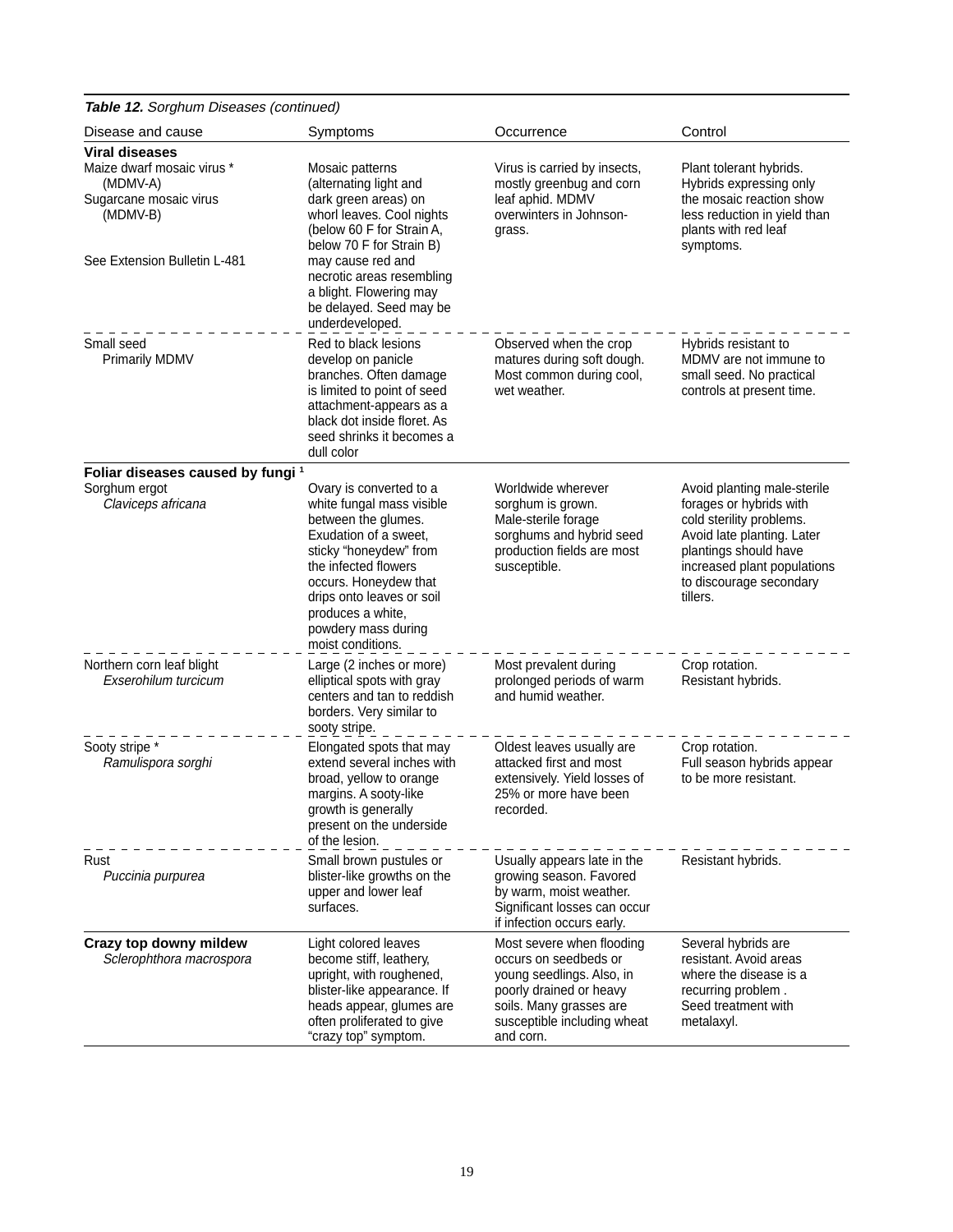***Table 12.*** *Sorghum Diseases (continued)*

| Disease and cause | Symptoms | Occurrence | Control |
|---|---|---|---|
| **Viral diseases** | | | |
| Maize dwarf mosaic virus * (MDMV-A)<br>Sugarcane mosaic virus (MDMV-B)<br><br>See Extension Bulletin L-481 | Mosaic patterns (alternating light and dark green areas) on whorl leaves. Cool nights (below 60 F for Strain A, below 70 F for Strain B) may cause red and necrotic areas resembling a blight. Flowering may be delayed. Seed may be underdeveloped. | Virus is carried by insects, mostly greenbug and corn leaf aphid. MDMV overwinters in Johnson-grass. | Plant tolerant hybrids. Hybrids expressing only the mosaic reaction show less reduction in yield than plants with red leaf symptoms. |
| Small seed<br>Primarily MDMV | Red to black lesions develop on panicle branches. Often damage is limited to point of seed attachment-appears as a black dot inside floret. As seed shrinks it becomes a dull color | Observed when the crop matures during soft dough. Most common during cool, wet weather. | Hybrids resistant to MDMV are not immune to small seed. No practical controls at present time. |
| **Foliar diseases caused by fungi** [1] | | | |
| Sorghum ergot<br>*Claviceps africana* | Ovary is converted to a white fungal mass visible between the glumes. Exudation of a sweet, sticky "honeydew" from the infected flowers occurs. Honeydew that drips onto leaves or soil produces a white, powdery mass during moist conditions. | Worldwide wherever sorghum is grown. Male-sterile forage sorghums and hybrid seed production fields are most susceptible. | Avoid planting male-sterile forages or hybrids with cold sterility problems. Avoid late planting. Later plantings should have increased plant populations to discourage secondary tillers. |
| Northern corn leaf blight<br>*Exserohilum turcicum* | Large (2 inches or more) elliptical spots with gray centers and tan to reddish borders. Very similar to sooty stripe. | Most prevalent during prolonged periods of warm and humid weather. | Crop rotation.<br>Resistant hybrids. |
| Sooty stripe *<br>*Ramulispora sorghi* | Elongated spots that may extend several inches with broad, yellow to orange margins. A sooty-like growth is generally present on the underside of the lesion. | Oldest leaves usually are attacked first and most extensively. Yield losses of 25% or more have been recorded. | Crop rotation.<br>Full season hybrids appear to be more resistant. |
| Rust<br>*Puccinia purpurea* | Small brown pustules or blister-like growths on the upper and lower leaf surfaces. | Usually appears late in the growing season. Favored by warm, moist weather. Significant losses can occur if infection occurs early. | Resistant hybrids. |
| **Crazy top downy mildew**<br>*Sclerophthora macrospora* | Light colored leaves become stiff, leathery, upright, with roughened, blister-like appearance. If heads appear, glumes are often proliferated to give "crazy top" symptom. | Most severe when flooding occurs on seedbeds or young seedlings. Also, in poorly drained or heavy soils. Many grasses are susceptible including wheat and corn. | Several hybrids are resistant. Avoid areas where the disease is a recurring problem .<br>Seed treatment with metalaxyl. |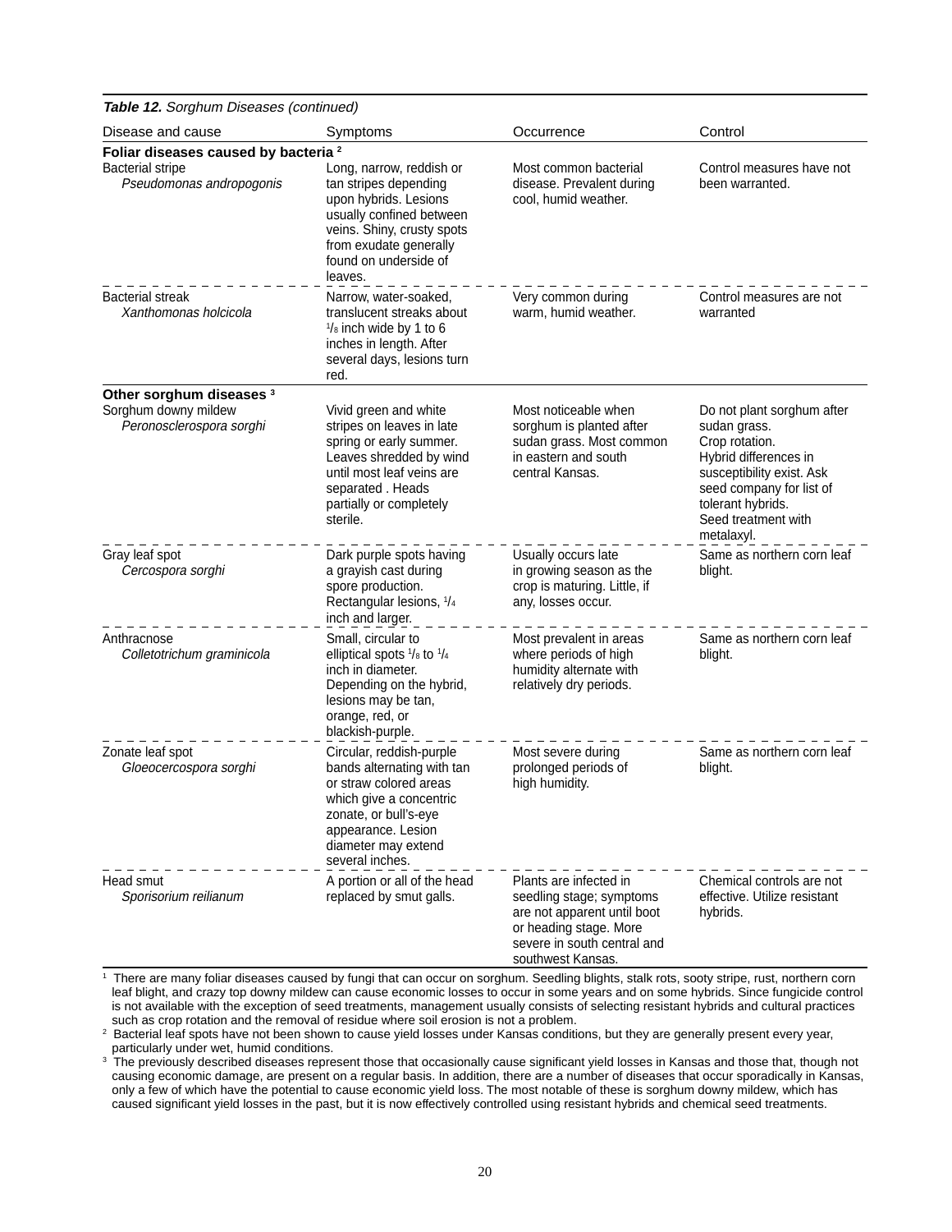**Table 12.** *Sorghum Diseases (continued)*

| Disease and cause | Symptoms | Occurrence | Control |
|---|---|---|---|
| **Foliar diseases caused by bacteria [2]** | | | |
| Bacterial stripe *Pseudomonas andropogonis* | Long, narrow, reddish or tan stripes depending upon hybrids. Lesions usually confined between veins. Shiny, crusty spots from exudate generally found on underside of leaves. | Most common bacterial disease. Prevalent during cool, humid weather. | Control measures have not been warranted. |
| Bacterial streak *Xanthomonas holcicola* | Narrow, water-soaked, translucent streaks about 1/8 inch wide by 1 to 6 inches in length. After several days, lesions turn red. | Very common during warm, humid weather. | Control measures are not warranted |
| **Other sorghum diseases [3]** | | | |
| Sorghum downy mildew *Peronosclerospora sorghi* | Vivid green and white stripes on leaves in late spring or early summer. Leaves shredded by wind until most leaf veins are separated . Heads partially or completely sterile. | Most noticeable when sorghum is planted after sudan grass. Most common in eastern and south central Kansas. | Do not plant sorghum after sudan grass. Crop rotation. Hybrid differences in susceptibility exist. Ask seed company for list of tolerant hybrids. Seed treatment with metalaxyl. |
| Gray leaf spot *Cercospora sorghi* | Dark purple spots having a grayish cast during spore production. Rectangular lesions, 1/4 inch and larger. | Usually occurs late in growing season as the crop is maturing. Little, if any, losses occur. | Same as northern corn leaf blight. |
| Anthracnose *Colletotrichum graminicola* | Small, circular to elliptical spots 1/8 to 1/4 inch in diameter. Depending on the hybrid, lesions may be tan, orange, red, or blackish-purple. | Most prevalent in areas where periods of high humidity alternate with relatively dry periods. | Same as northern corn leaf blight. |
| Zonate leaf spot *Gloeocercospora sorghi* | Circular, reddish-purple bands alternating with tan or straw colored areas which give a concentric zonate, or bull's-eye appearance. Lesion diameter may extend several inches. | Most severe during prolonged periods of high humidity. | Same as northern corn leaf blight. |
| Head smut *Sporisorium reilianum* | A portion or all of the head replaced by smut galls. | Plants are infected in seedling stage; symptoms are not apparent until boot or heading stage. More severe in south central and southwest Kansas. | Chemical controls are not effective. Utilize resistant hybrids. |

[1] There are many foliar diseases caused by fungi that can occur on sorghum. Seedling blights, stalk rots, sooty stripe, rust, northern corn leaf blight, and crazy top downy mildew can cause economic losses to occur in some years and on some hybrids. Since fungicide control is not available with the exception of seed treatments, management usually consists of selecting resistant hybrids and cultural practices such as crop rotation and the removal of residue where soil erosion is not a problem.

[2] Bacterial leaf spots have not been shown to cause yield losses under Kansas conditions, but they are generally present every year, particularly under wet, humid conditions.

[3] The previously described diseases represent those that occasionally cause significant yield losses in Kansas and those that, though not causing economic damage, are present on a regular basis. In addition, there are a number of diseases that occur sporadically in Kansas, only a few of which have the potential to cause economic yield loss. The most notable of these is sorghum downy mildew, which has caused significant yield losses in the past, but it is now effectively controlled using resistant hybrids and chemical seed treatments.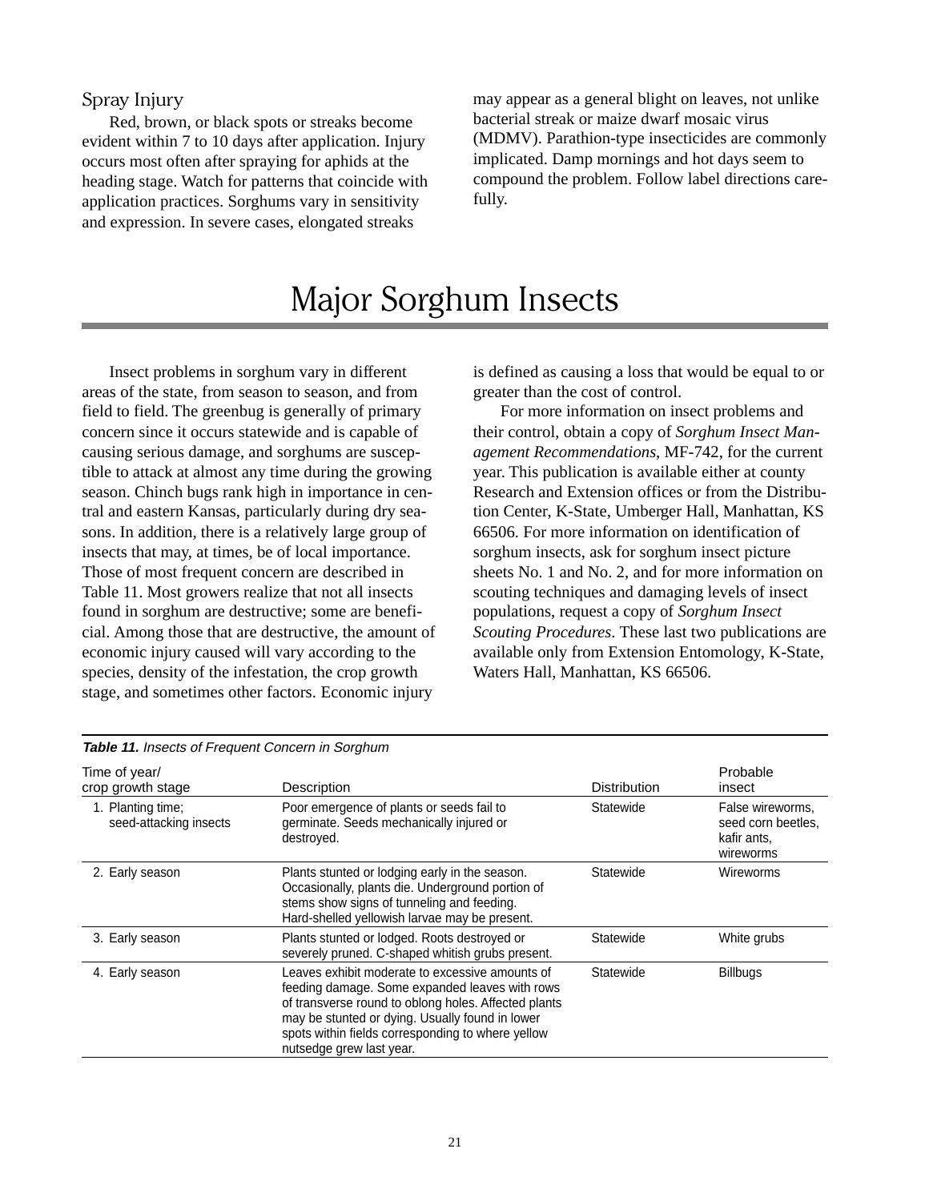### Spray Injury

Red, brown, or black spots or streaks become evident within 7 to 10 days after application. Injury occurs most often after spraying for aphids at the heading stage. Watch for patterns that coincide with application practices. Sorghums vary in sensitivity and expression. In severe cases, elongated streaks may appear as a general blight on leaves, not unlike bacterial streak or maize dwarf mosaic virus (MDMV). Parathion-type insecticides are commonly implicated. Damp mornings and hot days seem to compound the problem. Follow label directions carefully.

# Major Sorghum Insects

Insect problems in sorghum vary in different areas of the state, from season to season, and from field to field. The greenbug is generally of primary concern since it occurs statewide and is capable of causing serious damage, and sorghums are susceptible to attack at almost any time during the growing season. Chinch bugs rank high in importance in central and eastern Kansas, particularly during dry seasons. In addition, there is a relatively large group of insects that may, at times, be of local importance. Those of most frequent concern are described in Table 11. Most growers realize that not all insects found in sorghum are destructive; some are beneficial. Among those that are destructive, the amount of economic injury caused will vary according to the species, density of the infestation, the crop growth stage, and sometimes other factors. Economic injury is defined as causing a loss that would be equal to or greater than the cost of control.

For more information on insect problems and their control, obtain a copy of *Sorghum Insect Management Recommendations*, MF-742, for the current year. This publication is available either at county Research and Extension offices or from the Distribution Center, K-State, Umberger Hall, Manhattan, KS 66506. For more information on identification of sorghum insects, ask for sorghum insect picture sheets No. 1 and No. 2, and for more information on scouting techniques and damaging levels of insect populations, request a copy of *Sorghum Insect Scouting Procedures*. These last two publications are available only from Extension Entomology, K-State, Waters Hall, Manhattan, KS 66506.

***Table 11.*** *Insects of Frequent Concern in Sorghum*

| Time of year/ crop growth stage | Description | Distribution | Probable insect |
|---|---|---|---|
| 1. Planting time; seed-attacking insects | Poor emergence of plants or seeds fail to germinate. Seeds mechanically injured or destroyed. | Statewide | False wireworms, seed corn beetles, kafir ants, wireworms |
| 2. Early season | Plants stunted or lodging early in the season. Occasionally, plants die. Underground portion of stems show signs of tunneling and feeding. Hard-shelled yellowish larvae may be present. | Statewide | Wireworms |
| 3. Early season | Plants stunted or lodged. Roots destroyed or severely pruned. C-shaped whitish grubs present. | Statewide | White grubs |
| 4. Early season | Leaves exhibit moderate to excessive amounts of feeding damage. Some expanded leaves with rows of transverse round to oblong holes. Affected plants may be stunted or dying. Usually found in lower spots within fields corresponding to where yellow nutsedge grew last year. | Statewide | Billbugs |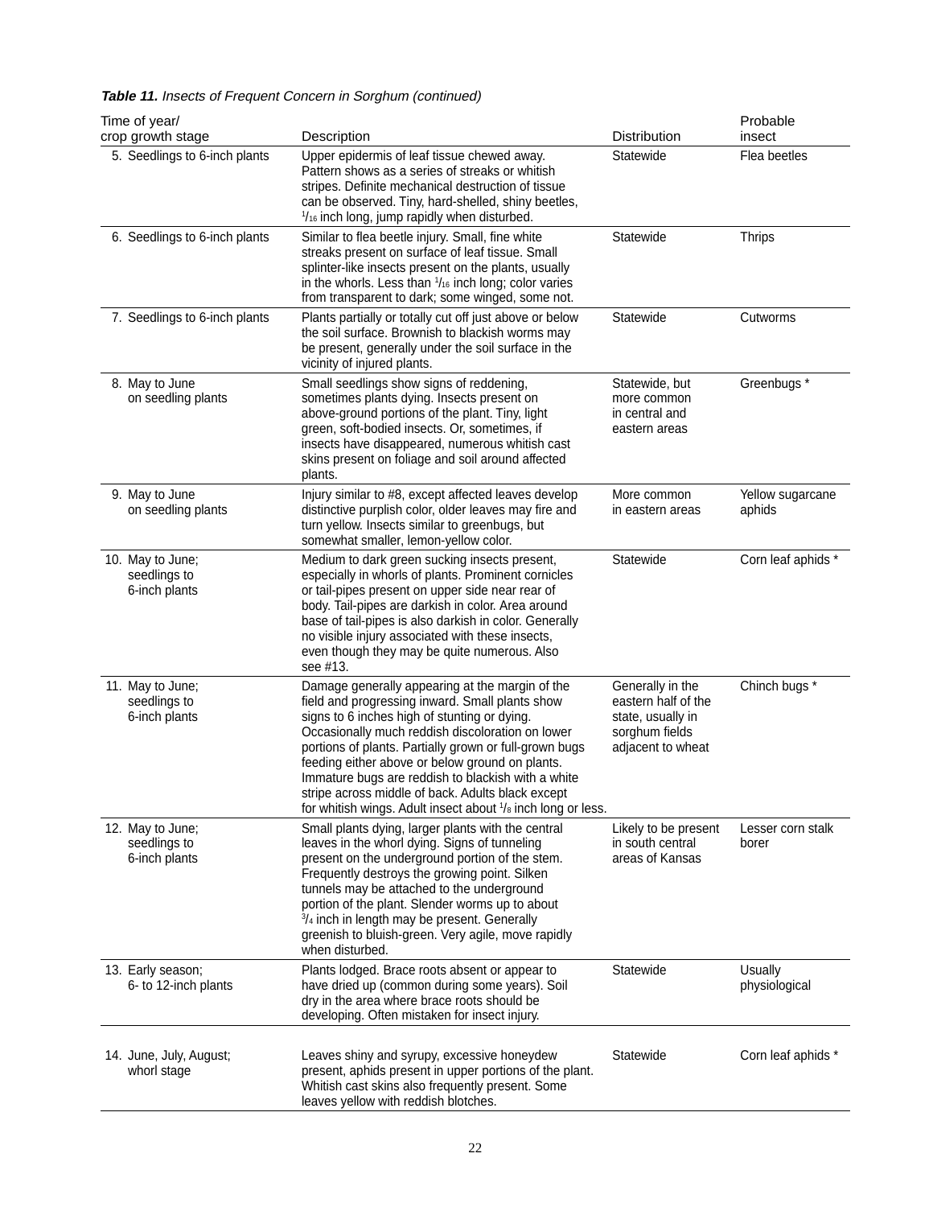***Table 11.*** *Insects of Frequent Concern in Sorghum (continued)*

| Time of year/ crop growth stage | Description | Distribution | Probable insect |
|---|---|---|---|
| 5. Seedlings to 6-inch plants | Upper epidermis of leaf tissue chewed away. Pattern shows as a series of streaks or whitish stripes. Definite mechanical destruction of tissue can be observed. Tiny, hard-shelled, shiny beetles, 1/16 inch long, jump rapidly when disturbed. | Statewide | Flea beetles |
| 6. Seedlings to 6-inch plants | Similar to flea beetle injury. Small, fine white streaks present on surface of leaf tissue. Small splinter-like insects present on the plants, usually in the whorls. Less than 1/16 inch long; color varies from transparent to dark; some winged, some not. | Statewide | Thrips |
| 7. Seedlings to 6-inch plants | Plants partially or totally cut off just above or below the soil surface. Brownish to blackish worms may be present, generally under the soil surface in the vicinity of injured plants. | Statewide | Cutworms |
| 8. May to June on seedling plants | Small seedlings show signs of reddening, sometimes plants dying. Insects present on above-ground portions of the plant. Tiny, light green, soft-bodied insects. Or, sometimes, if insects have disappeared, numerous whitish cast skins present on foliage and soil around affected plants. | Statewide, but more common in central and eastern areas | Greenbugs * |
| 9. May to June on seedling plants | Injury similar to #8, except affected leaves develop distinctive purplish color, older leaves may fire and turn yellow. Insects similar to greenbugs, but somewhat smaller, lemon-yellow color. | More common in eastern areas | Yellow sugarcane aphids |
| 10. May to June; seedlings to 6-inch plants | Medium to dark green sucking insects present, especially in whorls of plants. Prominent cornicles or tail-pipes present on upper side near rear of body. Tail-pipes are darkish in color. Area around base of tail-pipes is also darkish in color. Generally no visible injury associated with these insects, even though they may be quite numerous. Also see #13. | Statewide | Corn leaf aphids * |
| 11. May to June; seedlings to 6-inch plants | Damage generally appearing at the margin of the field and progressing inward. Small plants show signs to 6 inches high of stunting or dying. Occasionally much reddish discoloration on lower portions of plants. Partially grown or full-grown bugs feeding either above or below ground on plants. Immature bugs are reddish to blackish with a white stripe across middle of back. Adults black except for whitish wings. Adult insect about 1/8 inch long or less. | Generally in the eastern half of the state, usually in sorghum fields adjacent to wheat | Chinch bugs * |
| 12. May to June; seedlings to 6-inch plants | Small plants dying, larger plants with the central leaves in the whorl dying. Signs of tunneling present on the underground portion of the stem. Frequently destroys the growing point. Silken tunnels may be attached to the underground portion of the plant. Slender worms up to about 3/4 inch in length may be present. Generally greenish to bluish-green. Very agile, move rapidly when disturbed. | Likely to be present in south central areas of Kansas | Lesser corn stalk borer |
| 13. Early season; 6- to 12-inch plants | Plants lodged. Brace roots absent or appear to have dried up (common during some years). Soil dry in the area where brace roots should be developing. Often mistaken for insect injury. | Statewide | Usually physiological |
| 14. June, July, August; whorl stage | Leaves shiny and syrupy, excessive honeydew present, aphids present in upper portions of the plant. Whitish cast skins also frequently present. Some leaves yellow with reddish blotches. | Statewide | Corn leaf aphids * |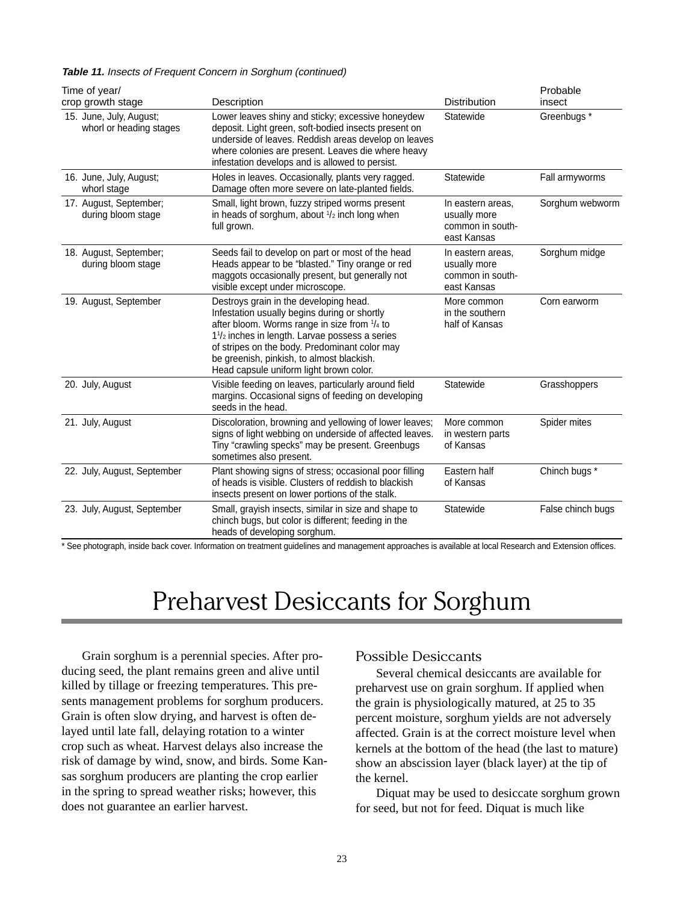***Table 11.*** *Insects of Frequent Concern in Sorghum (continued)*

| Time of year/ crop growth stage | Description | Distribution | Probable insect |
|---|---|---|---|
| 15. June, July, August; whorl or heading stages | Lower leaves shiny and sticky; excessive honeydew deposit. Light green, soft-bodied insects present on underside of leaves. Reddish areas develop on leaves where colonies are present. Leaves die where heavy infestation develops and is allowed to persist. | Statewide | Greenbugs * |
| 16. June, July, August; whorl stage | Holes in leaves. Occasionally, plants very ragged. Damage often more severe on late-planted fields. | Statewide | Fall armyworms |
| 17. August, September; during bloom stage | Small, light brown, fuzzy striped worms present in heads of sorghum, about 1/2 inch long when full grown. | In eastern areas, usually more common in south-east Kansas | Sorghum webworm |
| 18. August, September; during bloom stage | Seeds fail to develop on part or most of the head Heads appear to be "blasted." Tiny orange or red maggots occasionally present, but generally not visible except under microscope. | In eastern areas, usually more common in south-east Kansas | Sorghum midge |
| 19. August, September | Destroys grain in the developing head. Infestation usually begins during or shortly after bloom. Worms range in size from 1/4 to 1 1/2 inches in length. Larvae possess a series of stripes on the body. Predominant color may be greenish, pinkish, to almost blackish. Head capsule uniform light brown color. | More common in the southern half of Kansas | Corn earworm |
| 20. July, August | Visible feeding on leaves, particularly around field margins. Occasional signs of feeding on developing seeds in the head. | Statewide | Grasshoppers |
| 21. July, August | Discoloration, browning and yellowing of lower leaves; signs of light webbing on underside of affected leaves. Tiny "crawling specks" may be present. Greenbugs sometimes also present. | More common in western parts of Kansas | Spider mites |
| 22. July, August, September | Plant showing signs of stress; occasional poor filling of heads is visible. Clusters of reddish to blackish insects present on lower portions of the stalk. | Eastern half of Kansas | Chinch bugs * |
| 23. July, August, September | Small, grayish insects, similar in size and shape to chinch bugs, but color is different; feeding in the heads of developing sorghum. | Statewide | False chinch bugs |

* See photograph, inside back cover. Information on treatment guidelines and management approaches is available at local Research and Extension offices.

# Preharvest Desiccants for Sorghum

Grain sorghum is a perennial species. After producing seed, the plant remains green and alive until killed by tillage or freezing temperatures. This presents management problems for sorghum producers. Grain is often slow drying, and harvest is often delayed until late fall, delaying rotation to a winter crop such as wheat. Harvest delays also increase the risk of damage by wind, snow, and birds. Some Kansas sorghum producers are planting the crop earlier in the spring to spread weather risks; however, this does not guarantee an earlier harvest.

## Possible Desiccants

Several chemical desiccants are available for preharvest use on grain sorghum. If applied when the grain is physiologically matured, at 25 to 35 percent moisture, sorghum yields are not adversely affected. Grain is at the correct moisture level when kernels at the bottom of the head (the last to mature) show an abscission layer (black layer) at the tip of the kernel.

Diquat may be used to desiccate sorghum grown for seed, but not for feed. Diquat is much like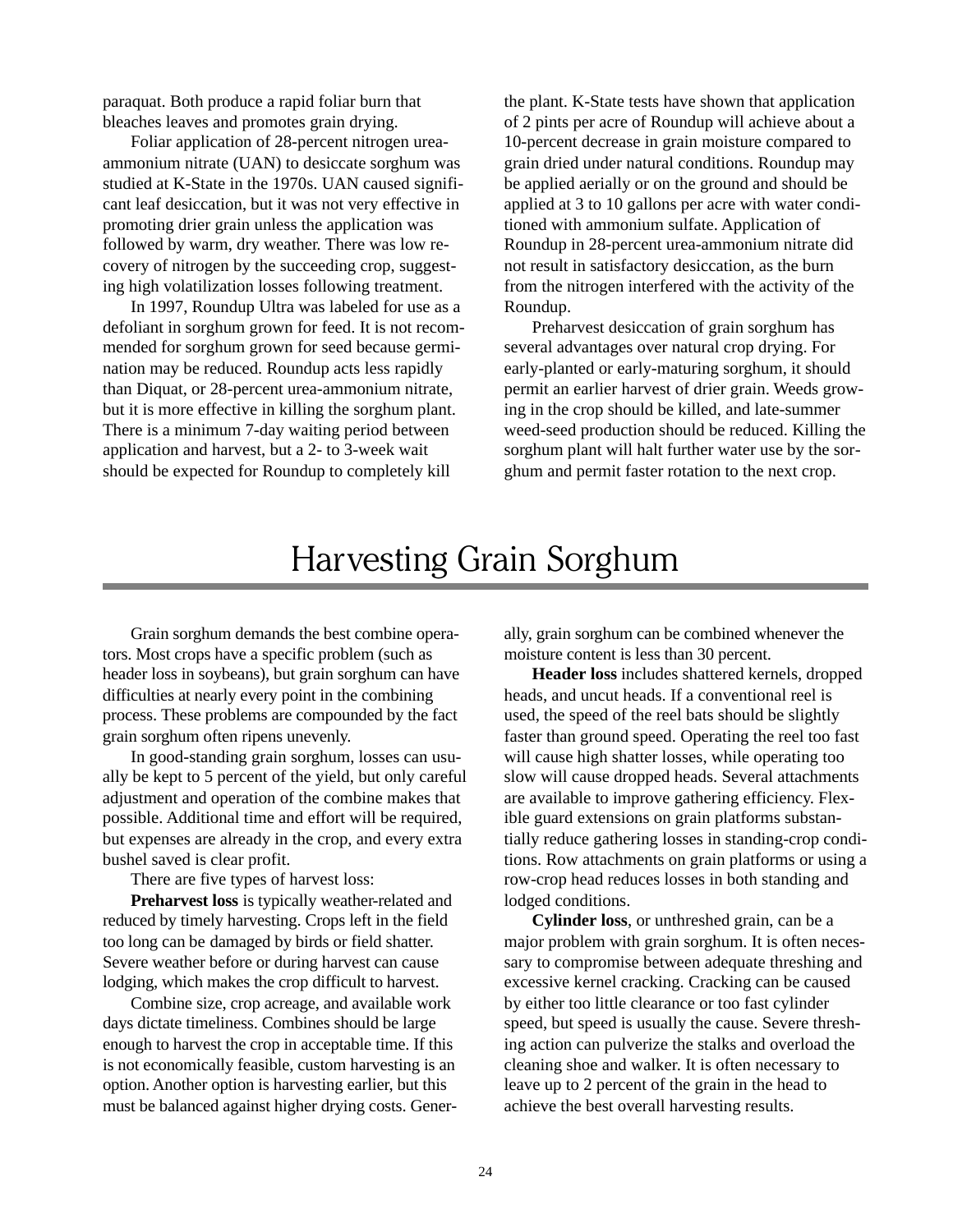paraquat. Both produce a rapid foliar burn that bleaches leaves and promotes grain drying.

Foliar application of 28-percent nitrogen urea-ammonium nitrate (UAN) to desiccate sorghum was studied at K-State in the 1970s. UAN caused significant leaf desiccation, but it was not very effective in promoting drier grain unless the application was followed by warm, dry weather. There was low recovery of nitrogen by the succeeding crop, suggesting high volatilization losses following treatment.

In 1997, Roundup Ultra was labeled for use as a defoliant in sorghum grown for feed. It is not recommended for sorghum grown for seed because germination may be reduced. Roundup acts less rapidly than Diquat, or 28-percent urea-ammonium nitrate, but it is more effective in killing the sorghum plant. There is a minimum 7-day waiting period between application and harvest, but a 2- to 3-week wait should be expected for Roundup to completely kill the plant. K-State tests have shown that application of 2 pints per acre of Roundup will achieve about a 10-percent decrease in grain moisture compared to grain dried under natural conditions. Roundup may be applied aerially or on the ground and should be applied at 3 to 10 gallons per acre with water conditioned with ammonium sulfate. Application of Roundup in 28-percent urea-ammonium nitrate did not result in satisfactory desiccation, as the burn from the nitrogen interfered with the activity of the Roundup.

Preharvest desiccation of grain sorghum has several advantages over natural crop drying. For early-planted or early-maturing sorghum, it should permit an earlier harvest of drier grain. Weeds growing in the crop should be killed, and late-summer weed-seed production should be reduced. Killing the sorghum plant will halt further water use by the sorghum and permit faster rotation to the next crop.

# Harvesting Grain Sorghum

Grain sorghum demands the best combine operators. Most crops have a specific problem (such as header loss in soybeans), but grain sorghum can have difficulties at nearly every point in the combining process. These problems are compounded by the fact grain sorghum often ripens unevenly.

In good-standing grain sorghum, losses can usually be kept to 5 percent of the yield, but only careful adjustment and operation of the combine makes that possible. Additional time and effort will be required, but expenses are already in the crop, and every extra bushel saved is clear profit.

There are five types of harvest loss:

**Preharvest loss** is typically weather-related and reduced by timely harvesting. Crops left in the field too long can be damaged by birds or field shatter. Severe weather before or during harvest can cause lodging, which makes the crop difficult to harvest.

Combine size, crop acreage, and available work days dictate timeliness. Combines should be large enough to harvest the crop in acceptable time. If this is not economically feasible, custom harvesting is an option. Another option is harvesting earlier, but this must be balanced against higher drying costs. Generally, grain sorghum can be combined whenever the moisture content is less than 30 percent.

**Header loss** includes shattered kernels, dropped heads, and uncut heads. If a conventional reel is used, the speed of the reel bats should be slightly faster than ground speed. Operating the reel too fast will cause high shatter losses, while operating too slow will cause dropped heads. Several attachments are available to improve gathering efficiency. Flexible guard extensions on grain platforms substantially reduce gathering losses in standing-crop conditions. Row attachments on grain platforms or using a row-crop head reduces losses in both standing and lodged conditions.

**Cylinder loss**, or unthreshed grain, can be a major problem with grain sorghum. It is often necessary to compromise between adequate threshing and excessive kernel cracking. Cracking can be caused by either too little clearance or too fast cylinder speed, but speed is usually the cause. Severe threshing action can pulverize the stalks and overload the cleaning shoe and walker. It is often necessary to leave up to 2 percent of the grain in the head to achieve the best overall harvesting results.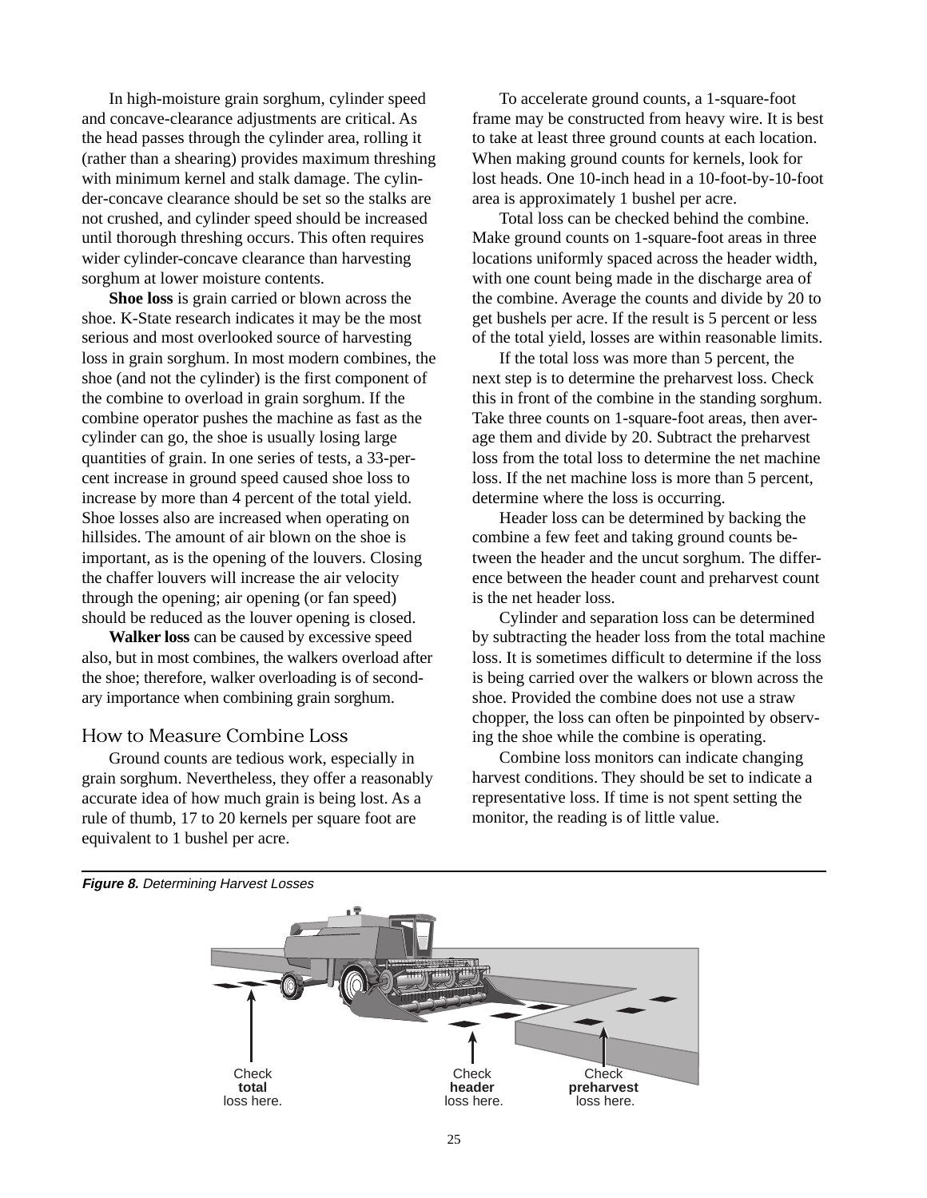In high-moisture grain sorghum, cylinder speed and concave-clearance adjustments are critical. As the head passes through the cylinder area, rolling it (rather than a shearing) provides maximum threshing with minimum kernel and stalk damage. The cylinder-concave clearance should be set so the stalks are not crushed, and cylinder speed should be increased until thorough threshing occurs. This often requires wider cylinder-concave clearance than harvesting sorghum at lower moisture contents.

**Shoe loss** is grain carried or blown across the shoe. K-State research indicates it may be the most serious and most overlooked source of harvesting loss in grain sorghum. In most modern combines, the shoe (and not the cylinder) is the first component of the combine to overload in grain sorghum. If the combine operator pushes the machine as fast as the cylinder can go, the shoe is usually losing large quantities of grain. In one series of tests, a 33-percent increase in ground speed caused shoe loss to increase by more than 4 percent of the total yield. Shoe losses also are increased when operating on hillsides. The amount of air blown on the shoe is important, as is the opening of the louvers. Closing the chaffer louvers will increase the air velocity through the opening; air opening (or fan speed) should be reduced as the louver opening is closed.

**Walker loss** can be caused by excessive speed also, but in most combines, the walkers overload after the shoe; therefore, walker overloading is of secondary importance when combining grain sorghum.

## How to Measure Combine Loss

Ground counts are tedious work, especially in grain sorghum. Nevertheless, they offer a reasonably accurate idea of how much grain is being lost. As a rule of thumb, 17 to 20 kernels per square foot are equivalent to 1 bushel per acre.

To accelerate ground counts, a 1-square-foot frame may be constructed from heavy wire. It is best to take at least three ground counts at each location. When making ground counts for kernels, look for lost heads. One 10-inch head in a 10-foot-by-10-foot area is approximately 1 bushel per acre.

Total loss can be checked behind the combine. Make ground counts on 1-square-foot areas in three locations uniformly spaced across the header width, with one count being made in the discharge area of the combine. Average the counts and divide by 20 to get bushels per acre. If the result is 5 percent or less of the total yield, losses are within reasonable limits.

If the total loss was more than 5 percent, the next step is to determine the preharvest loss. Check this in front of the combine in the standing sorghum. Take three counts on 1-square-foot areas, then average them and divide by 20. Subtract the preharvest loss from the total loss to determine the net machine loss. If the net machine loss is more than 5 percent, determine where the loss is occurring.

Header loss can be determined by backing the combine a few feet and taking ground counts between the header and the uncut sorghum. The difference between the header count and preharvest count is the net header loss.

Cylinder and separation loss can be determined by subtracting the header loss from the total machine loss. It is sometimes difficult to determine if the loss is being carried over the walkers or blown across the shoe. Provided the combine does not use a straw chopper, the loss can often be pinpointed by observing the shoe while the combine is operating.

Combine loss monitors can indicate changing harvest conditions. They should be set to indicate a representative loss. If time is not spent setting the monitor, the reading is of little value.

***Figure 8.*** *Determining Harvest Losses*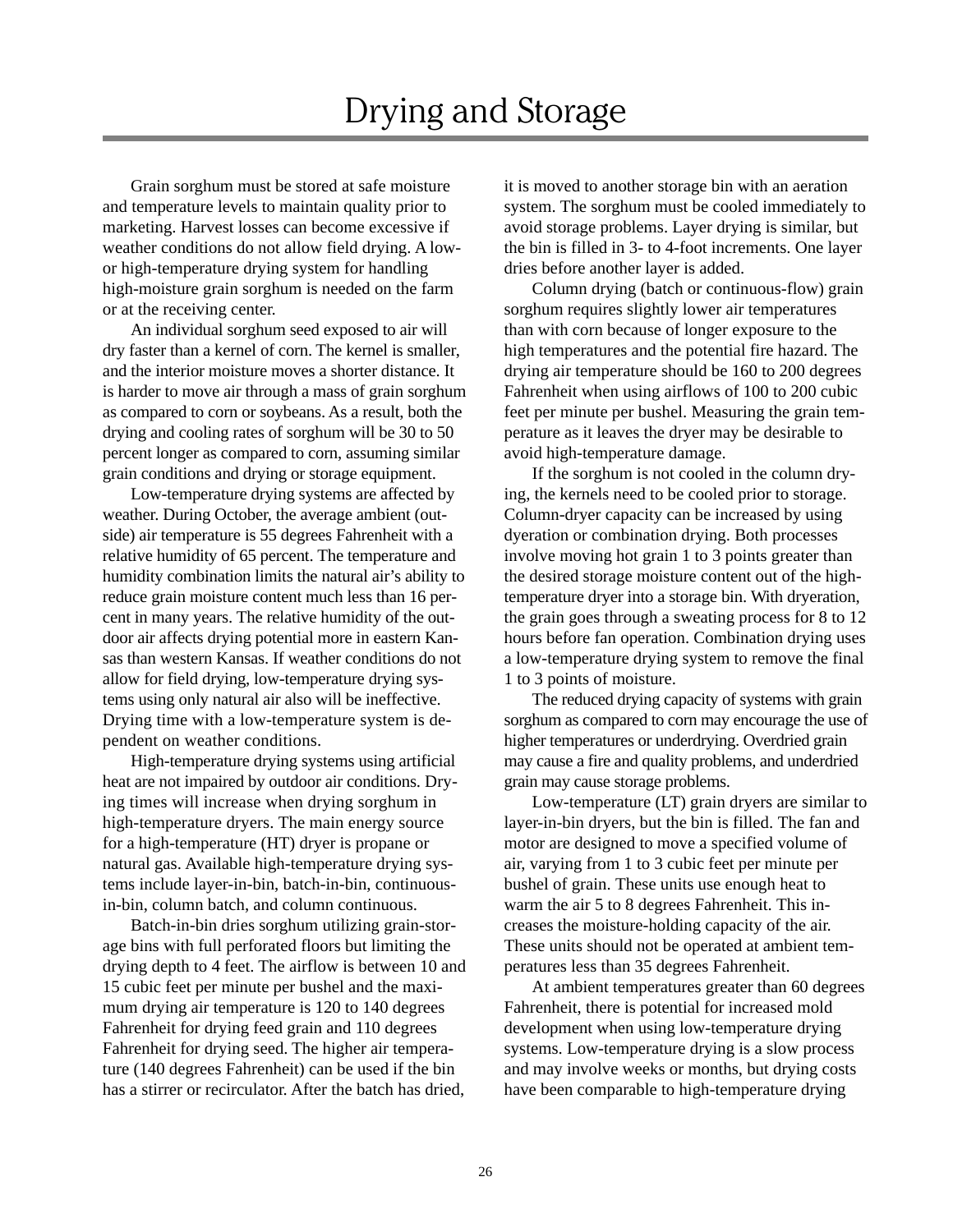# Drying and Storage

Grain sorghum must be stored at safe moisture and temperature levels to maintain quality prior to marketing. Harvest losses can become excessive if weather conditions do not allow field drying. A low- or high-temperature drying system for handling high-moisture grain sorghum is needed on the farm or at the receiving center.

An individual sorghum seed exposed to air will dry faster than a kernel of corn. The kernel is smaller, and the interior moisture moves a shorter distance. It is harder to move air through a mass of grain sorghum as compared to corn or soybeans. As a result, both the drying and cooling rates of sorghum will be 30 to 50 percent longer as compared to corn, assuming similar grain conditions and drying or storage equipment.

Low-temperature drying systems are affected by weather. During October, the average ambient (outside) air temperature is 55 degrees Fahrenheit with a relative humidity of 65 percent. The temperature and humidity combination limits the natural air's ability to reduce grain moisture content much less than 16 percent in many years. The relative humidity of the outdoor air affects drying potential more in eastern Kansas than western Kansas. If weather conditions do not allow for field drying, low-temperature drying systems using only natural air also will be ineffective. Drying time with a low-temperature system is dependent on weather conditions.

High-temperature drying systems using artificial heat are not impaired by outdoor air conditions. Drying times will increase when drying sorghum in high-temperature dryers. The main energy source for a high-temperature (HT) dryer is propane or natural gas. Available high-temperature drying systems include layer-in-bin, batch-in-bin, continuous-in-bin, column batch, and column continuous.

Batch-in-bin dries sorghum utilizing grain-storage bins with full perforated floors but limiting the drying depth to 4 feet. The airflow is between 10 and 15 cubic feet per minute per bushel and the maximum drying air temperature is 120 to 140 degrees Fahrenheit for drying feed grain and 110 degrees Fahrenheit for drying seed. The higher air temperature (140 degrees Fahrenheit) can be used if the bin has a stirrer or recirculator. After the batch has dried, it is moved to another storage bin with an aeration system. The sorghum must be cooled immediately to avoid storage problems. Layer drying is similar, but the bin is filled in 3- to 4-foot increments. One layer dries before another layer is added.

Column drying (batch or continuous-flow) grain sorghum requires slightly lower air temperatures than with corn because of longer exposure to the high temperatures and the potential fire hazard. The drying air temperature should be 160 to 200 degrees Fahrenheit when using airflows of 100 to 200 cubic feet per minute per bushel. Measuring the grain temperature as it leaves the dryer may be desirable to avoid high-temperature damage.

If the sorghum is not cooled in the column drying, the kernels need to be cooled prior to storage. Column-dryer capacity can be increased by using dyeration or combination drying. Both processes involve moving hot grain 1 to 3 points greater than the desired storage moisture content out of the high-temperature dryer into a storage bin. With dryeration, the grain goes through a sweating process for 8 to 12 hours before fan operation. Combination drying uses a low-temperature drying system to remove the final 1 to 3 points of moisture.

The reduced drying capacity of systems with grain sorghum as compared to corn may encourage the use of higher temperatures or underdrying. Overdried grain may cause a fire and quality problems, and underdried grain may cause storage problems.

Low-temperature (LT) grain dryers are similar to layer-in-bin dryers, but the bin is filled. The fan and motor are designed to move a specified volume of air, varying from 1 to 3 cubic feet per minute per bushel of grain. These units use enough heat to warm the air 5 to 8 degrees Fahrenheit. This increases the moisture-holding capacity of the air. These units should not be operated at ambient temperatures less than 35 degrees Fahrenheit.

At ambient temperatures greater than 60 degrees Fahrenheit, there is potential for increased mold development when using low-temperature drying systems. Low-temperature drying is a slow process and may involve weeks or months, but drying costs have been comparable to high-temperature drying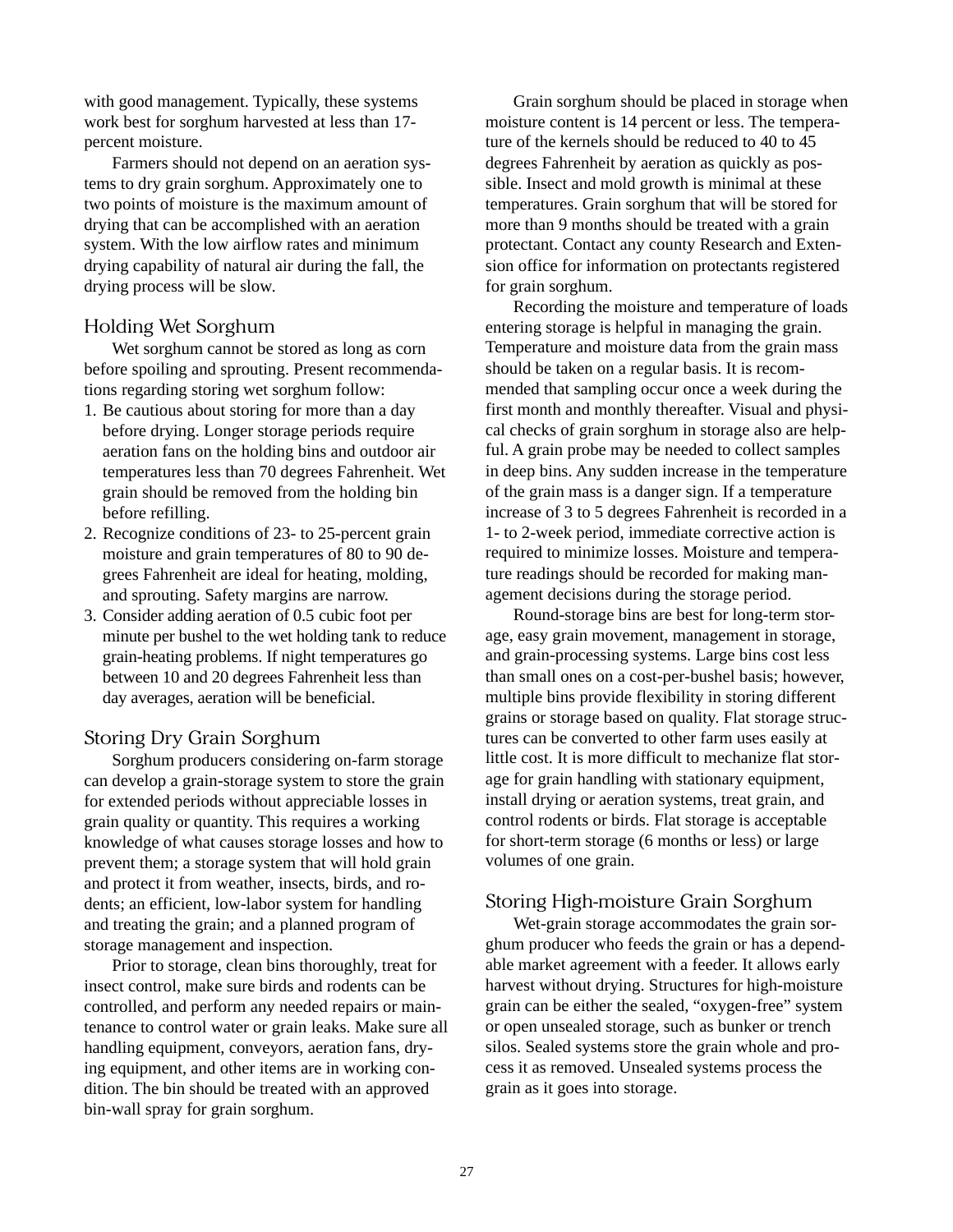with good management. Typically, these systems work best for sorghum harvested at less than 17-percent moisture.

Farmers should not depend on an aeration systems to dry grain sorghum. Approximately one to two points of moisture is the maximum amount of drying that can be accomplished with an aeration system. With the low airflow rates and minimum drying capability of natural air during the fall, the drying process will be slow.

## Holding Wet Sorghum

Wet sorghum cannot be stored as long as corn before spoiling and sprouting. Present recommendations regarding storing wet sorghum follow:

1. Be cautious about storing for more than a day before drying. Longer storage periods require aeration fans on the holding bins and outdoor air temperatures less than 70 degrees Fahrenheit. Wet grain should be removed from the holding bin before refilling.
2. Recognize conditions of 23- to 25-percent grain moisture and grain temperatures of 80 to 90 degrees Fahrenheit are ideal for heating, molding, and sprouting. Safety margins are narrow.
3. Consider adding aeration of 0.5 cubic foot per minute per bushel to the wet holding tank to reduce grain-heating problems. If night temperatures go between 10 and 20 degrees Fahrenheit less than day averages, aeration will be beneficial.

## Storing Dry Grain Sorghum

Sorghum producers considering on-farm storage can develop a grain-storage system to store the grain for extended periods without appreciable losses in grain quality or quantity. This requires a working knowledge of what causes storage losses and how to prevent them; a storage system that will hold grain and protect it from weather, insects, birds, and rodents; an efficient, low-labor system for handling and treating the grain; and a planned program of storage management and inspection.

Prior to storage, clean bins thoroughly, treat for insect control, make sure birds and rodents can be controlled, and perform any needed repairs or maintenance to control water or grain leaks. Make sure all handling equipment, conveyors, aeration fans, drying equipment, and other items are in working condition. The bin should be treated with an approved bin-wall spray for grain sorghum.

Grain sorghum should be placed in storage when moisture content is 14 percent or less. The temperature of the kernels should be reduced to 40 to 45 degrees Fahrenheit by aeration as quickly as possible. Insect and mold growth is minimal at these temperatures. Grain sorghum that will be stored for more than 9 months should be treated with a grain protectant. Contact any county Research and Extension office for information on protectants registered for grain sorghum.

Recording the moisture and temperature of loads entering storage is helpful in managing the grain. Temperature and moisture data from the grain mass should be taken on a regular basis. It is recommended that sampling occur once a week during the first month and monthly thereafter. Visual and physical checks of grain sorghum in storage also are helpful. A grain probe may be needed to collect samples in deep bins. Any sudden increase in the temperature of the grain mass is a danger sign. If a temperature increase of 3 to 5 degrees Fahrenheit is recorded in a 1- to 2-week period, immediate corrective action is required to minimize losses. Moisture and temperature readings should be recorded for making management decisions during the storage period.

Round-storage bins are best for long-term storage, easy grain movement, management in storage, and grain-processing systems. Large bins cost less than small ones on a cost-per-bushel basis; however, multiple bins provide flexibility in storing different grains or storage based on quality. Flat storage structures can be converted to other farm uses easily at little cost. It is more difficult to mechanize flat storage for grain handling with stationary equipment, install drying or aeration systems, treat grain, and control rodents or birds. Flat storage is acceptable for short-term storage (6 months or less) or large volumes of one grain.

## Storing High-moisture Grain Sorghum

Wet-grain storage accommodates the grain sorghum producer who feeds the grain or has a dependable market agreement with a feeder. It allows early harvest without drying. Structures for high-moisture grain can be either the sealed, "oxygen-free" system or open unsealed storage, such as bunker or trench silos. Sealed systems store the grain whole and process it as removed. Unsealed systems process the grain as it goes into storage.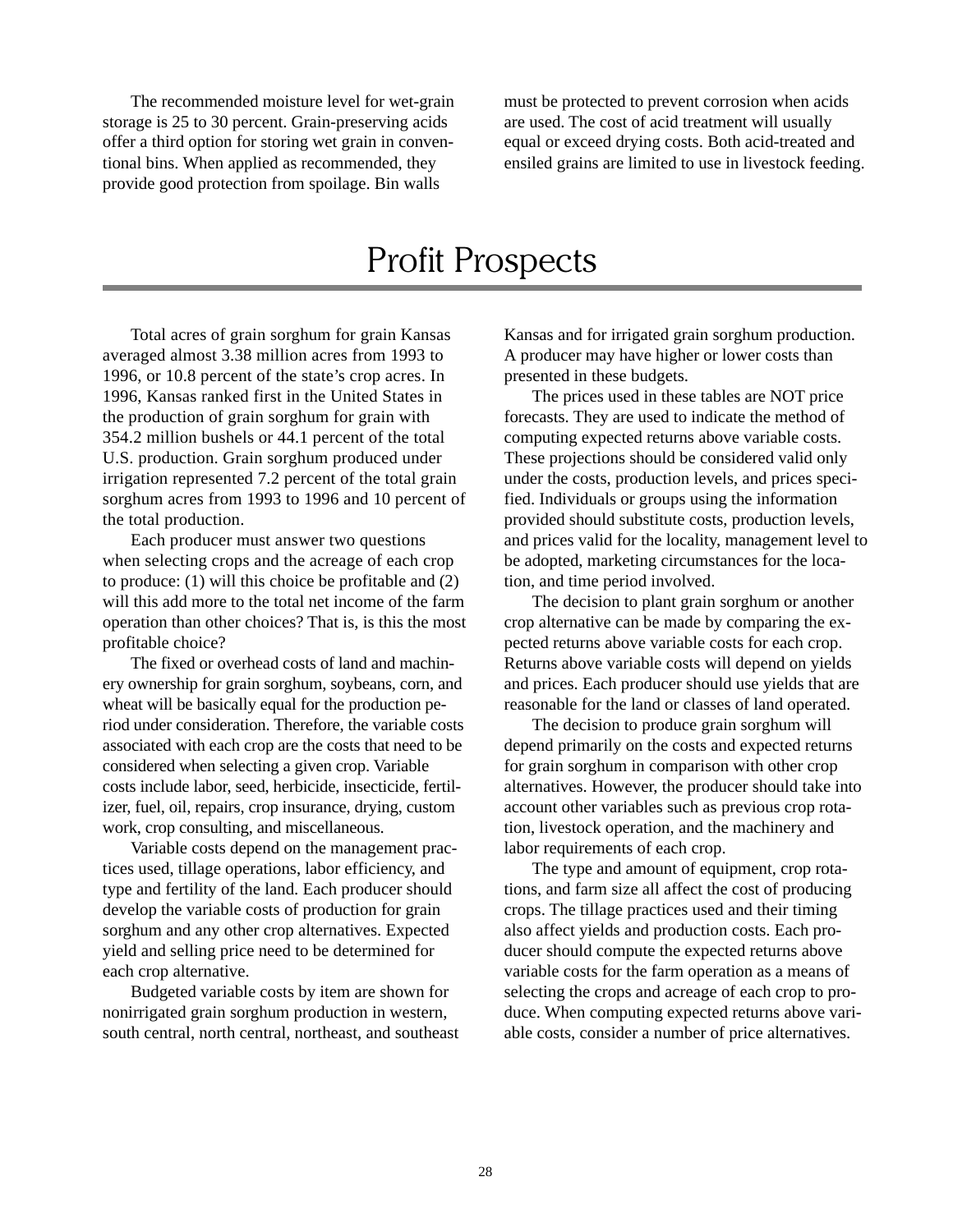The recommended moisture level for wet-grain storage is 25 to 30 percent. Grain-preserving acids offer a third option for storing wet grain in conventional bins. When applied as recommended, they provide good protection from spoilage. Bin walls must be protected to prevent corrosion when acids are used. The cost of acid treatment will usually equal or exceed drying costs. Both acid-treated and ensiled grains are limited to use in livestock feeding.

# Profit Prospects

Total acres of grain sorghum for grain Kansas averaged almost 3.38 million acres from 1993 to 1996, or 10.8 percent of the state's crop acres. In 1996, Kansas ranked first in the United States in the production of grain sorghum for grain with 354.2 million bushels or 44.1 percent of the total U.S. production. Grain sorghum produced under irrigation represented 7.2 percent of the total grain sorghum acres from 1993 to 1996 and 10 percent of the total production.

Each producer must answer two questions when selecting crops and the acreage of each crop to produce: (1) will this choice be profitable and (2) will this add more to the total net income of the farm operation than other choices? That is, is this the most profitable choice?

The fixed or overhead costs of land and machinery ownership for grain sorghum, soybeans, corn, and wheat will be basically equal for the production period under consideration. Therefore, the variable costs associated with each crop are the costs that need to be considered when selecting a given crop. Variable costs include labor, seed, herbicide, insecticide, fertilizer, fuel, oil, repairs, crop insurance, drying, custom work, crop consulting, and miscellaneous.

Variable costs depend on the management practices used, tillage operations, labor efficiency, and type and fertility of the land. Each producer should develop the variable costs of production for grain sorghum and any other crop alternatives. Expected yield and selling price need to be determined for each crop alternative.

Budgeted variable costs by item are shown for nonirrigated grain sorghum production in western, south central, north central, northeast, and southeast Kansas and for irrigated grain sorghum production. A producer may have higher or lower costs than presented in these budgets.

The prices used in these tables are NOT price forecasts. They are used to indicate the method of computing expected returns above variable costs. These projections should be considered valid only under the costs, production levels, and prices specified. Individuals or groups using the information provided should substitute costs, production levels, and prices valid for the locality, management level to be adopted, marketing circumstances for the location, and time period involved.

The decision to plant grain sorghum or another crop alternative can be made by comparing the expected returns above variable costs for each crop. Returns above variable costs will depend on yields and prices. Each producer should use yields that are reasonable for the land or classes of land operated.

The decision to produce grain sorghum will depend primarily on the costs and expected returns for grain sorghum in comparison with other crop alternatives. However, the producer should take into account other variables such as previous crop rotation, livestock operation, and the machinery and labor requirements of each crop.

The type and amount of equipment, crop rotations, and farm size all affect the cost of producing crops. The tillage practices used and their timing also affect yields and production costs. Each producer should compute the expected returns above variable costs for the farm operation as a means of selecting the crops and acreage of each crop to produce. When computing expected returns above variable costs, consider a number of price alternatives.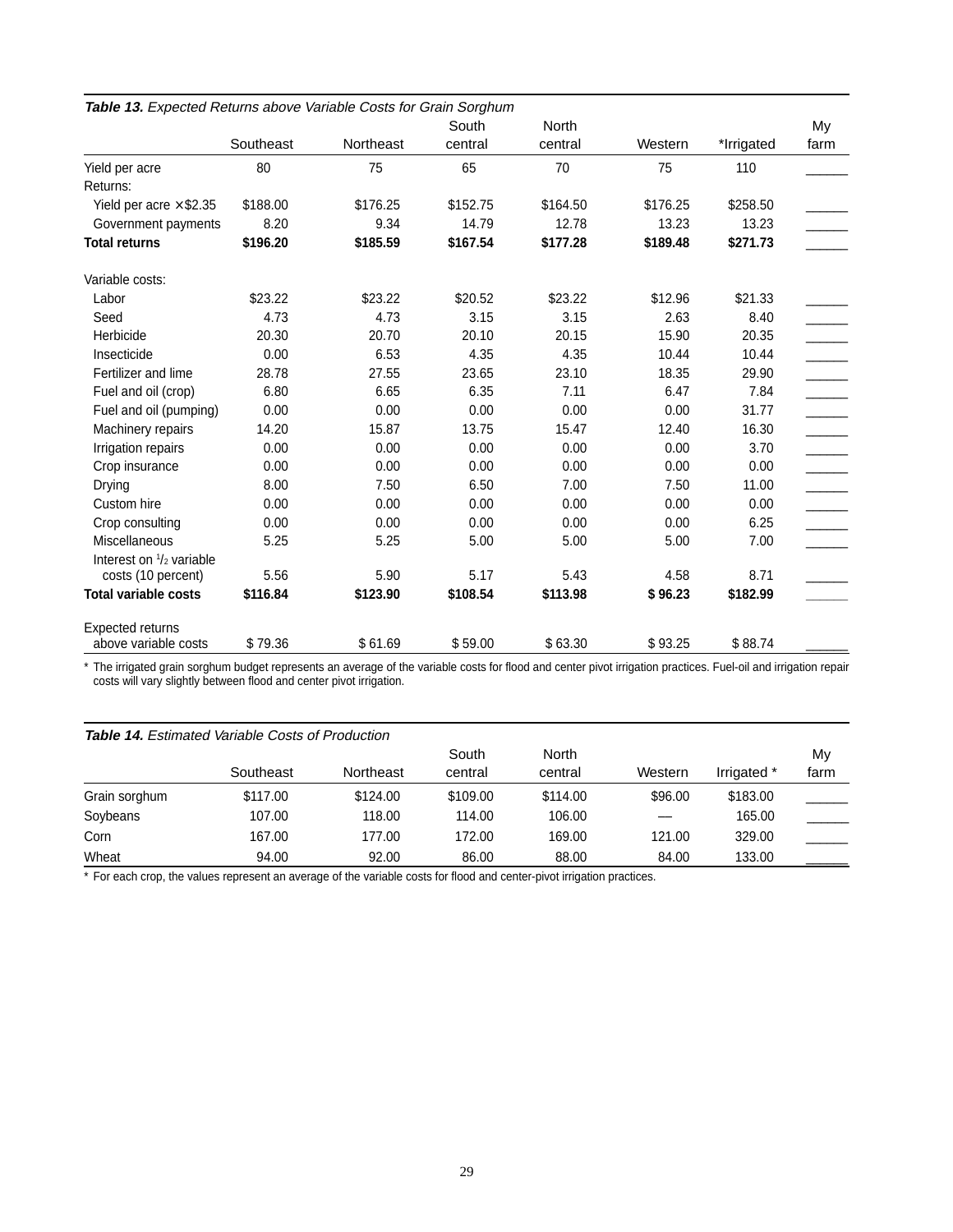**Table 13.** *Expected Returns above Variable Costs for Grain Sorghum*

| | Southeast | Northeast | South central | North central | Western | *Irrigated | My farm |
|---|---|---|---|---|---|---|---|
| Yield per acre | 80 | 75 | 65 | 70 | 75 | 110 | ______ |
| Returns: | | | | | | | |
| Yield per acre × $2.35 | $188.00 | $176.25 | $152.75 | $164.50 | $176.25 | $258.50 | ______ |
| Government payments | 8.20 | 9.34 | 14.79 | 12.78 | 13.23 | 13.23 | ______ |
| **Total returns** | **$196.20** | **$185.59** | **$167.54** | **$177.28** | **$189.48** | **$271.73** | ______ |
| Variable costs: | | | | | | | |
| Labor | $23.22 | $23.22 | $20.52 | $23.22 | $12.96 | $21.33 | ______ |
| Seed | 4.73 | 4.73 | 3.15 | 3.15 | 2.63 | 8.40 | ______ |
| Herbicide | 20.30 | 20.70 | 20.10 | 20.15 | 15.90 | 20.35 | ______ |
| Insecticide | 0.00 | 6.53 | 4.35 | 4.35 | 10.44 | 10.44 | ______ |
| Fertilizer and lime | 28.78 | 27.55 | 23.65 | 23.10 | 18.35 | 29.90 | ______ |
| Fuel and oil (crop) | 6.80 | 6.65 | 6.35 | 7.11 | 6.47 | 7.84 | ______ |
| Fuel and oil (pumping) | 0.00 | 0.00 | 0.00 | 0.00 | 0.00 | 31.77 | ______ |
| Machinery repairs | 14.20 | 15.87 | 13.75 | 15.47 | 12.40 | 16.30 | ______ |
| Irrigation repairs | 0.00 | 0.00 | 0.00 | 0.00 | 0.00 | 3.70 | ______ |
| Crop insurance | 0.00 | 0.00 | 0.00 | 0.00 | 0.00 | 0.00 | ______ |
| Drying | 8.00 | 7.50 | 6.50 | 7.00 | 7.50 | 11.00 | ______ |
| Custom hire | 0.00 | 0.00 | 0.00 | 0.00 | 0.00 | 0.00 | ______ |
| Crop consulting | 0.00 | 0.00 | 0.00 | 0.00 | 0.00 | 6.25 | ______ |
| Miscellaneous | 5.25 | 5.25 | 5.00 | 5.00 | 5.00 | 7.00 | ______ |
| Interest on 1/2 variable costs (10 percent) | 5.56 | 5.90 | 5.17 | 5.43 | 4.58 | 8.71 | ______ |
| **Total variable costs** | **$116.84** | **$123.90** | **$108.54** | **$113.98** | **$ 96.23** | **$182.99** | ______ |
| Expected returns above variable costs | $ 79.36 | $ 61.69 | $ 59.00 | $ 63.30 | $ 93.25 | $ 88.74 | ______ |

\* The irrigated grain sorghum budget represents an average of the variable costs for flood and center pivot irrigation practices. Fuel-oil and irrigation repair costs will vary slightly between flood and center pivot irrigation.

**Table 14.** *Estimated Variable Costs of Production*

| | Southeast | Northeast | South central | North central | Western | Irrigated * | My farm |
|---|---|---|---|---|---|---|---|
| Grain sorghum | $117.00 | $124.00 | $109.00 | $114.00 | $96.00 | $183.00 | ______ |
| Soybeans | 107.00 | 118.00 | 114.00 | 106.00 | — | 165.00 | ______ |
| Corn | 167.00 | 177.00 | 172.00 | 169.00 | 121.00 | 329.00 | ______ |
| Wheat | 94.00 | 92.00 | 86.00 | 88.00 | 84.00 | 133.00 | ______ |

\* For each crop, the values represent an average of the variable costs for flood and center-pivot irrigation practices.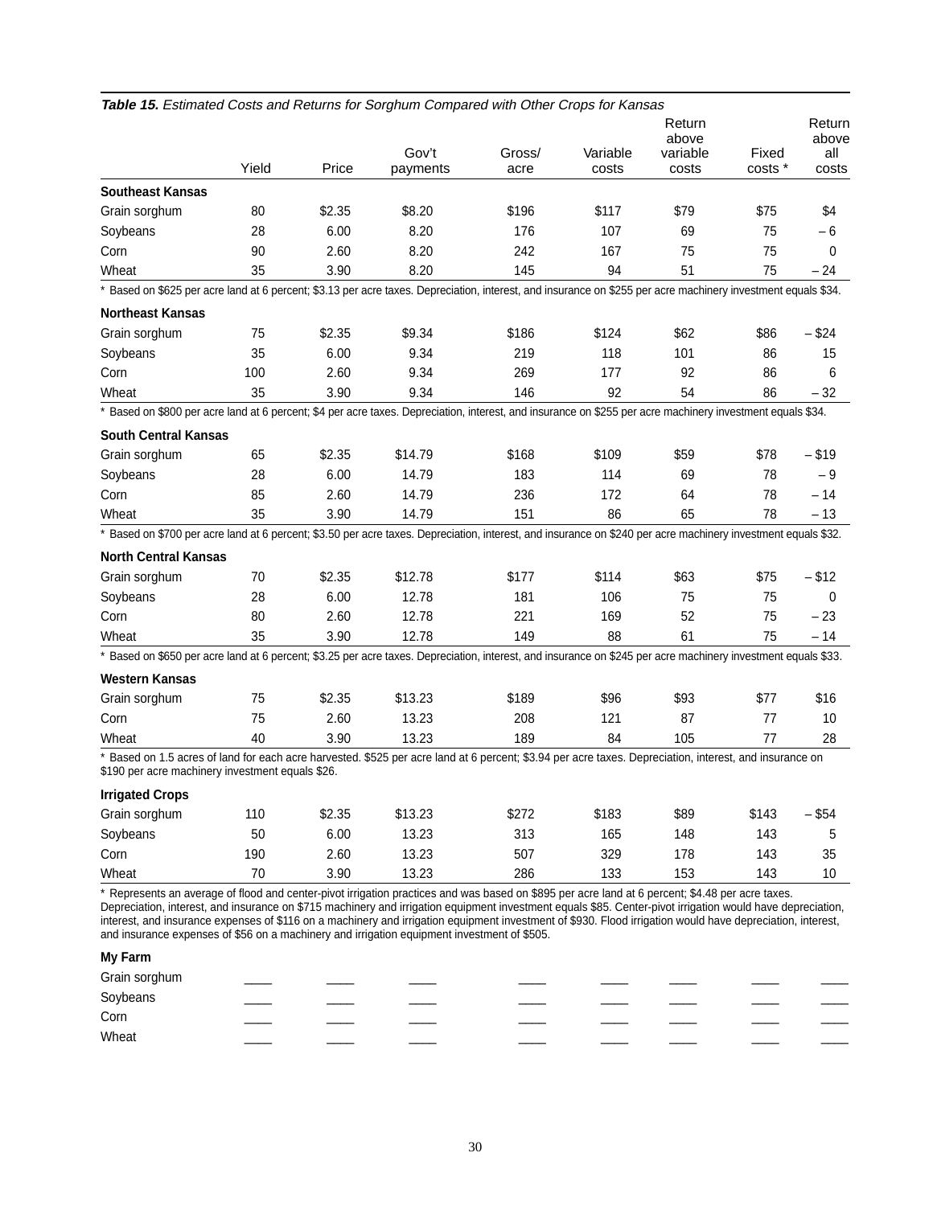***Table 15.*** *Estimated Costs and Returns for Sorghum Compared with Other Crops for Kansas*

| | Yield | Price | Gov't payments | Gross/ acre | Variable costs | Return above variable costs | Fixed costs * | Return above all costs |
|---|---|---|---|---|---|---|---|---|
| **Southeast Kansas** | | | | | | | | |
| Grain sorghum | 80 | $2.35 | $8.20 | $196 | $117 | $79 | $75 | $4 |
| Soybeans | 28 | 6.00 | 8.20 | 176 | 107 | 69 | 75 | – 6 |
| Corn | 90 | 2.60 | 8.20 | 242 | 167 | 75 | 75 | 0 |
| Wheat | 35 | 3.90 | 8.20 | 145 | 94 | 51 | 75 | – 24 |
| * Based on $625 per acre land at 6 percent; $3.13 per acre taxes. Depreciation, interest, and insurance on $255 per acre machinery investment equals $34. | | | | | | | | |
| **Northeast Kansas** | | | | | | | | |
| Grain sorghum | 75 | $2.35 | $9.34 | $186 | $124 | $62 | $86 | – $24 |
| Soybeans | 35 | 6.00 | 9.34 | 219 | 118 | 101 | 86 | 15 |
| Corn | 100 | 2.60 | 9.34 | 269 | 177 | 92 | 86 | 6 |
| Wheat | 35 | 3.90 | 9.34 | 146 | 92 | 54 | 86 | – 32 |
| * Based on $800 per acre land at 6 percent; $4 per acre taxes. Depreciation, interest, and insurance on $255 per acre machinery investment equals $34. | | | | | | | | |
| **South Central Kansas** | | | | | | | | |
| Grain sorghum | 65 | $2.35 | $14.79 | $168 | $109 | $59 | $78 | – $19 |
| Soybeans | 28 | 6.00 | 14.79 | 183 | 114 | 69 | 78 | – 9 |
| Corn | 85 | 2.60 | 14.79 | 236 | 172 | 64 | 78 | – 14 |
| Wheat | 35 | 3.90 | 14.79 | 151 | 86 | 65 | 78 | – 13 |
| * Based on $700 per acre land at 6 percent; $3.50 per acre taxes. Depreciation, interest, and insurance on $240 per acre machinery investment equals $32. | | | | | | | | |
| **North Central Kansas** | | | | | | | | |
| Grain sorghum | 70 | $2.35 | $12.78 | $177 | $114 | $63 | $75 | – $12 |
| Soybeans | 28 | 6.00 | 12.78 | 181 | 106 | 75 | 75 | 0 |
| Corn | 80 | 2.60 | 12.78 | 221 | 169 | 52 | 75 | – 23 |
| Wheat | 35 | 3.90 | 12.78 | 149 | 88 | 61 | 75 | – 14 |
| * Based on $650 per acre land at 6 percent; $3.25 per acre taxes. Depreciation, interest, and insurance on $245 per acre machinery investment equals $33. | | | | | | | | |
| **Western Kansas** | | | | | | | | |
| Grain sorghum | 75 | $2.35 | $13.23 | $189 | $96 | $93 | $77 | $16 |
| Corn | 75 | 2.60 | 13.23 | 208 | 121 | 87 | 77 | 10 |
| Wheat | 40 | 3.90 | 13.23 | 189 | 84 | 105 | 77 | 28 |
| * Based on 1.5 acres of land for each acre harvested. $525 per acre land at 6 percent; $3.94 per acre taxes. Depreciation, interest, and insurance on $190 per acre machinery investment equals $26. | | | | | | | | |
| **Irrigated Crops** | | | | | | | | |
| Grain sorghum | 110 | $2.35 | $13.23 | $272 | $183 | $89 | $143 | – $54 |
| Soybeans | 50 | 6.00 | 13.23 | 313 | 165 | 148 | 143 | 5 |
| Corn | 190 | 2.60 | 13.23 | 507 | 329 | 178 | 143 | 35 |
| Wheat | 70 | 3.90 | 13.23 | 286 | 133 | 153 | 143 | 10 |
| * Represents an average of flood and center-pivot irrigation practices and was based on $895 per acre land at 6 percent; $4.48 per acre taxes. Depreciation, interest, and insurance on $715 machinery and irrigation equipment investment equals $85. Center-pivot irrigation would have depreciation, interest, and insurance expenses of $116 on a machinery and irrigation equipment investment of $930. Flood irrigation would have depreciation, interest, and insurance expenses of $56 on a machinery and irrigation equipment investment of $505. | | | | | | | | |
| **My Farm** | | | | | | | | |
| Grain sorghum | ____ | ____ | ____ | ____ | ____ | ____ | ____ | ____ |
| Soybeans | ____ | ____ | ____ | ____ | ____ | ____ | ____ | ____ |
| Corn | ____ | ____ | ____ | ____ | ____ | ____ | ____ | ____ |
| Wheat | ____ | ____ | ____ | ____ | ____ | ____ | ____ | ____ |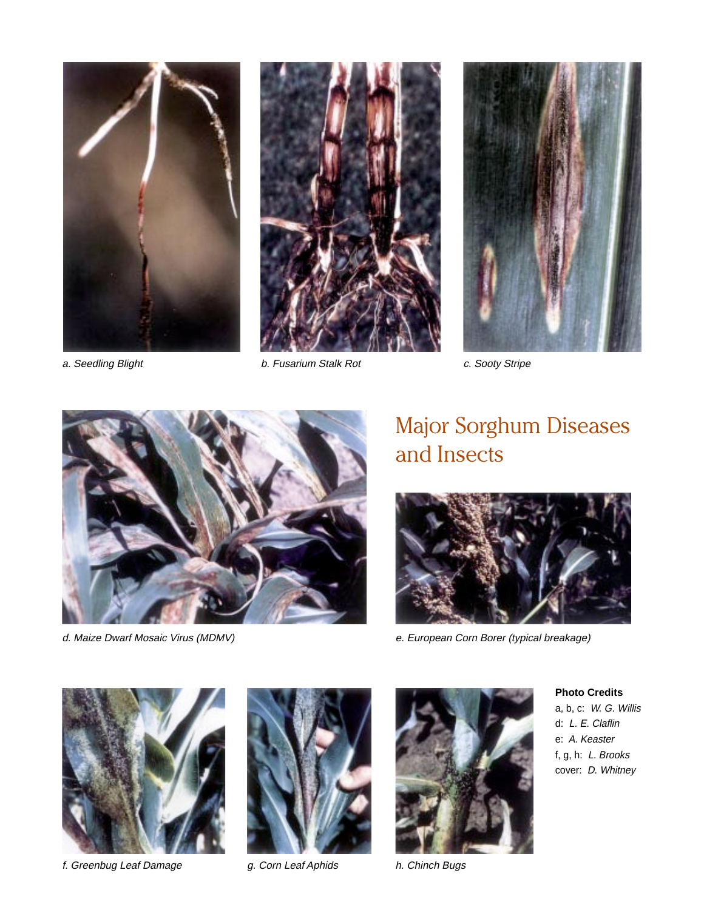a. Seedling Blight

b. Fusarium Stalk Rot

c. Sooty Stripe

d. Maize Dwarf Mosaic Virus (MDMV)

# Major Sorghum Diseases and Insects

e. European Corn Borer (typical breakage)

f. Greenbug Leaf Damage

g. Corn Leaf Aphids

h. Chinch Bugs

**Photo Credits**

a, b, c: *W. G. Willis*
d: *L. E. Claflin*
e: *A. Keaster*
f, g, h: *L. Brooks*
cover: *D. Whitney*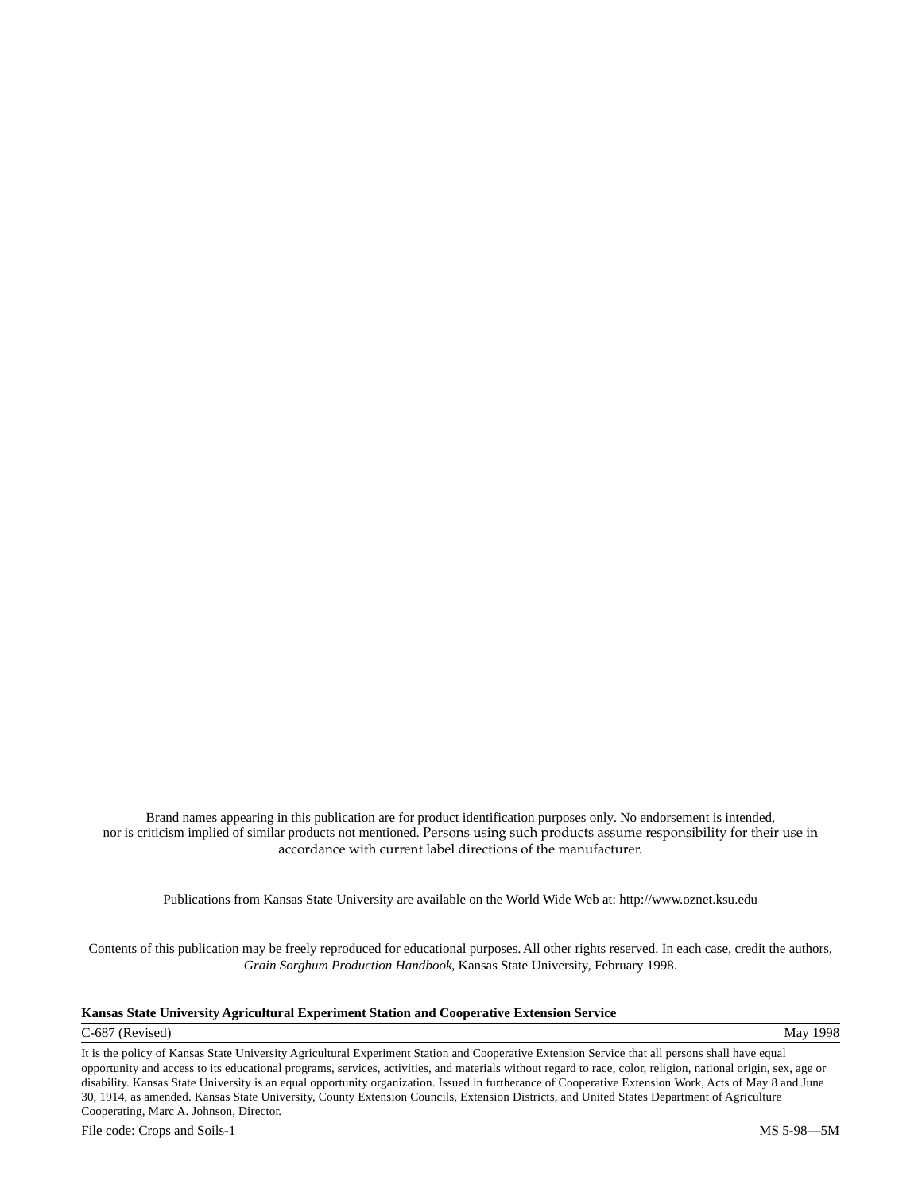Brand names appearing in this publication are for product identification purposes only. No endorsement is intended, nor is criticism implied of similar products not mentioned. Persons using such products assume responsibility for their use in accordance with current label directions of the manufacturer.

Publications from Kansas State University are available on the World Wide Web at: http://www.oznet.ksu.edu

Contents of this publication may be freely reproduced for educational purposes. All other rights reserved. In each case, credit the authors, *Grain Sorghum Production Handbook*, Kansas State University, February 1998.

**Kansas State University Agricultural Experiment Station and Cooperative Extension Service**

C-687 (Revised) May 1998

It is the policy of Kansas State University Agricultural Experiment Station and Cooperative Extension Service that all persons shall have equal opportunity and access to its educational programs, services, activities, and materials without regard to race, color, religion, national origin, sex, age or disability. Kansas State University is an equal opportunity organization. Issued in furtherance of Cooperative Extension Work, Acts of May 8 and June 30, 1914, as amended. Kansas State University, County Extension Councils, Extension Districts, and United States Department of Agriculture Cooperating, Marc A. Johnson, Director.

File code: Crops and Soils-1 MS 5-98—5M